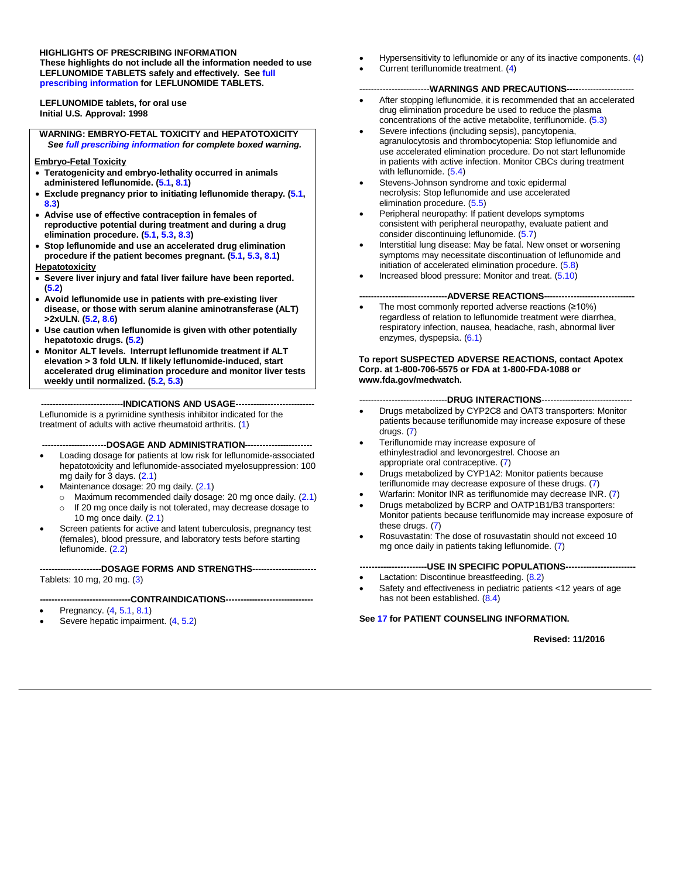**HIGHLIGHTS OF PRESCRIBING INFORMATION**
**These highlights do not include all the information needed to use LEFLUNOMIDE TABLETS safely and effectively. See full prescribing information for LEFLUNOMIDE TABLETS.**

**LEFLUNOMIDE tablets, for oral use**
**Initial U.S. Approval: 1998**

**WARNING: EMBRYO-FETAL TOXICITY and HEPATOTOXICITY**
***See full prescribing information for complete boxed warning.***

**Embryo-Fetal Toxicity**

- **Teratogenicity and embryo-lethality occurred in animals administered leflunomide. (5.1, 8.1)**
- **Exclude pregnancy prior to initiating leflunomide therapy. (5.1, 8.3)**
- **Advise use of effective contraception in females of reproductive potential during treatment and during a drug elimination procedure. (5.1, 5.3, 8.3)**
- **Stop leflunomide and use an accelerated drug elimination procedure if the patient becomes pregnant. (5.1, 5.3, 8.1)**

**Hepatotoxicity**

- **Severe liver injury and fatal liver failure have been reported. (5.2)**
- **Avoid leflunomide use in patients with pre-existing liver disease, or those with serum alanine aminotransferase (ALT) >2xULN. (5.2, 8.6)**
- **Use caution when leflunomide is given with other potentially hepatotoxic drugs. (5.2)**
- **Monitor ALT levels. Interrupt leflunomide treatment if ALT elevation > 3 fold ULN. If likely leflunomide-induced, start accelerated drug elimination procedure and monitor liver tests weekly until normalized. (5.2, 5.3)**

**INDICATIONS AND USAGE**

Leflunomide is a pyrimidine synthesis inhibitor indicated for the treatment of adults with active rheumatoid arthritis. (1)

**DOSAGE AND ADMINISTRATION**

- Loading dosage for patients at low risk for leflunomide-associated hepatotoxicity and leflunomide-associated myelosuppression: 100 mg daily for 3 days. (2.1)
- Maintenance dosage: 20 mg daily. (2.1)
  - Maximum recommended daily dosage: 20 mg once daily. (2.1)
  - If 20 mg once daily is not tolerated, may decrease dosage to 10 mg once daily. (2.1)
- Screen patients for active and latent tuberculosis, pregnancy test (females), blood pressure, and laboratory tests before starting leflunomide. (2.2)

**DOSAGE FORMS AND STRENGTHS**

Tablets: 10 mg, 20 mg. (3)

**CONTRAINDICATIONS**

- Pregnancy. (4, 5.1, 8.1)
- Severe hepatic impairment. (4, 5.2)
- Hypersensitivity to leflunomide or any of its inactive components. (4)
- Current teriflunomide treatment. (4)

**WARNINGS AND PRECAUTIONS**

- After stopping leflunomide, it is recommended that an accelerated drug elimination procedure be used to reduce the plasma concentrations of the active metabolite, teriflunomide. (5.3)
- Severe infections (including sepsis), pancytopenia, agranulocytosis and thrombocytopenia: Stop leflunomide and use accelerated elimination procedure. Do not start leflunomide in patients with active infection. Monitor CBCs during treatment with leflunomide. (5.4)
- Stevens-Johnson syndrome and toxic epidermal necrolysis: Stop leflunomide and use accelerated elimination procedure. (5.5)
- Peripheral neuropathy: If patient develops symptoms consistent with peripheral neuropathy, evaluate patient and consider discontinuing leflunomide. (5.7)
- Interstitial lung disease: May be fatal. New onset or worsening symptoms may necessitate discontinuation of leflunomide and initiation of accelerated elimination procedure. (5.8)
- Increased blood pressure: Monitor and treat. (5.10)

**ADVERSE REACTIONS**

- The most commonly reported adverse reactions (≥10%) regardless of relation to leflunomide treatment were diarrhea, respiratory infection, nausea, headache, rash, abnormal liver enzymes, dyspepsia. (6.1)

**To report SUSPECTED ADVERSE REACTIONS, contact Apotex Corp. at 1-800-706-5575 or FDA at 1-800-FDA-1088 or www.fda.gov/medwatch.**

**DRUG INTERACTIONS**

- Drugs metabolized by CYP2C8 and OAT3 transporters: Monitor patients because teriflunomide may increase exposure of these drugs. (7)
- Teriflunomide may increase exposure of ethinylestradiol and levonorgestrel. Choose an appropriate oral contraceptive. (7)
- Drugs metabolized by CYP1A2: Monitor patients because teriflunomide may decrease exposure of these drugs. (7)
- Warfarin: Monitor INR as teriflunomide may decrease INR. (7)
- Drugs metabolized by BCRP and OATP1B1/B3 transporters: Monitor patients because teriflunomide may increase exposure of these drugs. (7)
- Rosuvastatin: The dose of rosuvastatin should not exceed 10 mg once daily in patients taking leflunomide. (7)

**USE IN SPECIFIC POPULATIONS**

- Lactation: Discontinue breastfeeding. (8.2)
- Safety and effectiveness in pediatric patients <12 years of age has not been established. (8.4)

**See 17 for PATIENT COUNSELING INFORMATION.**

**Revised: 11/2016**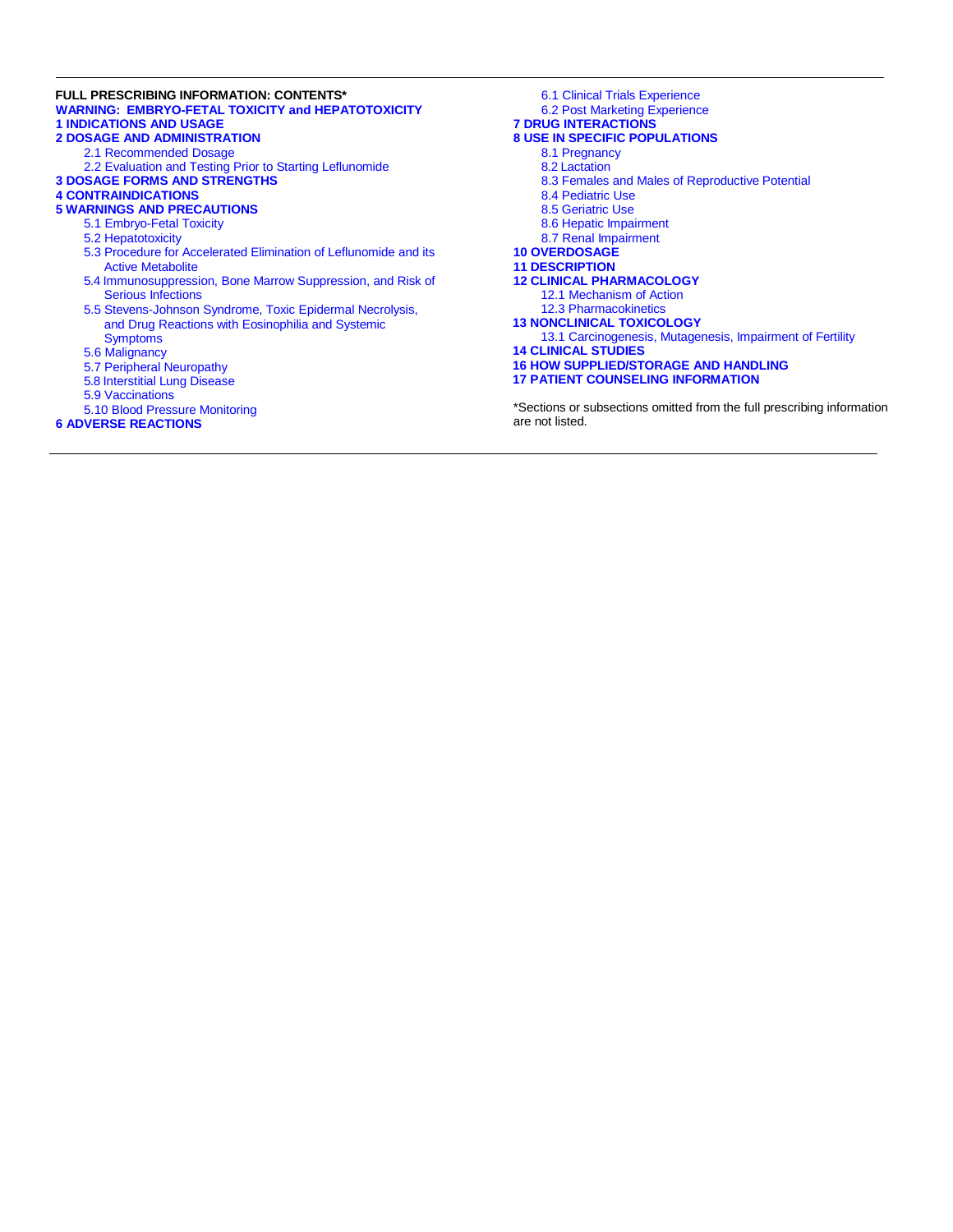**FULL PRESCRIBING INFORMATION: CONTENTS***

**WARNING: EMBRYO-FETAL TOXICITY and HEPATOTOXICITY**

**1 INDICATIONS AND USAGE**

**2 DOSAGE AND ADMINISTRATION**

- 2.1 Recommended Dosage
- 2.2 Evaluation and Testing Prior to Starting Leflunomide

**3 DOSAGE FORMS AND STRENGTHS**

**4 CONTRAINDICATIONS**

**5 WARNINGS AND PRECAUTIONS**

- 5.1 Embryo-Fetal Toxicity
- 5.2 Hepatotoxicity
- 5.3 Procedure for Accelerated Elimination of Leflunomide and its Active Metabolite
- 5.4 Immunosuppression, Bone Marrow Suppression, and Risk of Serious Infections
- 5.5 Stevens-Johnson Syndrome, Toxic Epidermal Necrolysis, and Drug Reactions with Eosinophilia and Systemic Symptoms
- 5.6 Malignancy
- 5.7 Peripheral Neuropathy
- 5.8 Interstitial Lung Disease
- 5.9 Vaccinations
- 5.10 Blood Pressure Monitoring

**6 ADVERSE REACTIONS**

- 6.1 Clinical Trials Experience
- 6.2 Post Marketing Experience

**7 DRUG INTERACTIONS**

**8 USE IN SPECIFIC POPULATIONS**

- 8.1 Pregnancy
- 8.2 Lactation
- 8.3 Females and Males of Reproductive Potential
- 8.4 Pediatric Use
- 8.5 Geriatric Use
- 8.6 Hepatic Impairment
- 8.7 Renal Impairment

**10 OVERDOSAGE**

**11 DESCRIPTION**

**12 CLINICAL PHARMACOLOGY**

- 12.1 Mechanism of Action
- 12.3 Pharmacokinetics

**13 NONCLINICAL TOXICOLOGY**

- 13.1 Carcinogenesis, Mutagenesis, Impairment of Fertility

**14 CLINICAL STUDIES**

**16 HOW SUPPLIED/STORAGE AND HANDLING**

**17 PATIENT COUNSELING INFORMATION**

*Sections or subsections omitted from the full prescribing information are not listed.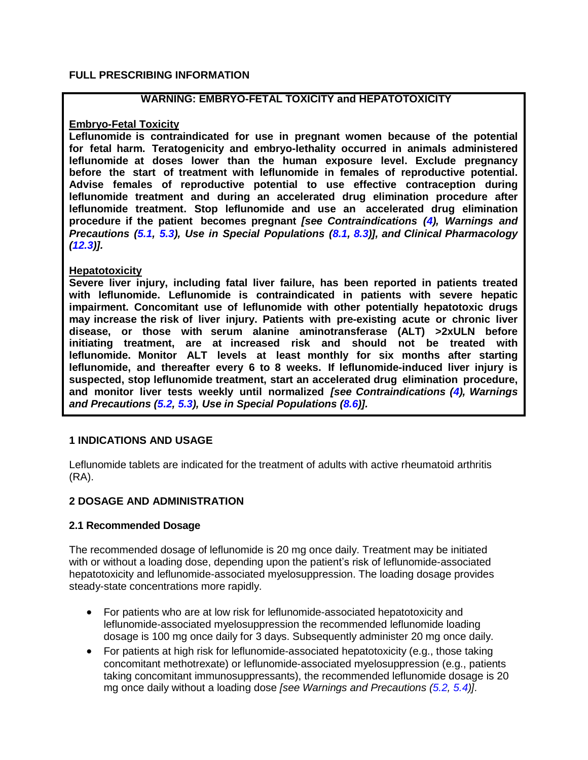# FULL PRESCRIBING INFORMATION

## WARNING: EMBRYO-FETAL TOXICITY and HEPATOTOXICITY

**Embryo-Fetal Toxicity**

**Leflunomide is contraindicated for use in pregnant women because of the potential for fetal harm. Teratogenicity and embryo-lethality occurred in animals administered leflunomide at doses lower than the human exposure level. Exclude pregnancy before the start of treatment with leflunomide in females of reproductive potential. Advise females of reproductive potential to use effective contraception during leflunomide treatment and during an accelerated drug elimination procedure after leflunomide treatment. Stop leflunomide and use an accelerated drug elimination procedure if the patient becomes pregnant** ***[see Contraindications (4), Warnings and Precautions (5.1, 5.3), Use in Special Populations (8.1, 8.3)], and Clinical Pharmacology (12.3)].***

**Hepatotoxicity**

**Severe liver injury, including fatal liver failure, has been reported in patients treated with leflunomide. Leflunomide is contraindicated in patients with severe hepatic impairment. Concomitant use of leflunomide with other potentially hepatotoxic drugs may increase the risk of liver injury. Patients with pre-existing acute or chronic liver disease, or those with serum alanine aminotransferase (ALT) >2xULN before initiating treatment, are at increased risk and should not be treated with leflunomide. Monitor ALT levels at least monthly for six months after starting leflunomide, and thereafter every 6 to 8 weeks. If leflunomide-induced liver injury is suspected, stop leflunomide treatment, start an accelerated drug elimination procedure, and monitor liver tests weekly until normalized** ***[see Contraindications (4), Warnings and Precautions (5.2, 5.3), Use in Special Populations (8.6)].***

## 1 INDICATIONS AND USAGE

Leflunomide tablets are indicated for the treatment of adults with active rheumatoid arthritis (RA).

## 2 DOSAGE AND ADMINISTRATION

### 2.1 Recommended Dosage

The recommended dosage of leflunomide is 20 mg once daily. Treatment may be initiated with or without a loading dose, depending upon the patient's risk of leflunomide-associated hepatotoxicity and leflunomide-associated myelosuppression. The loading dosage provides steady-state concentrations more rapidly.

- For patients who are at low risk for leflunomide-associated hepatotoxicity and leflunomide-associated myelosuppression the recommended leflunomide loading dosage is 100 mg once daily for 3 days. Subsequently administer 20 mg once daily.
- For patients at high risk for leflunomide-associated hepatotoxicity (e.g., those taking concomitant methotrexate) or leflunomide-associated myelosuppression (e.g., patients taking concomitant immunosuppressants), the recommended leflunomide dosage is 20 mg once daily without a loading dose *[see Warnings and Precautions (5.2, 5.4)].*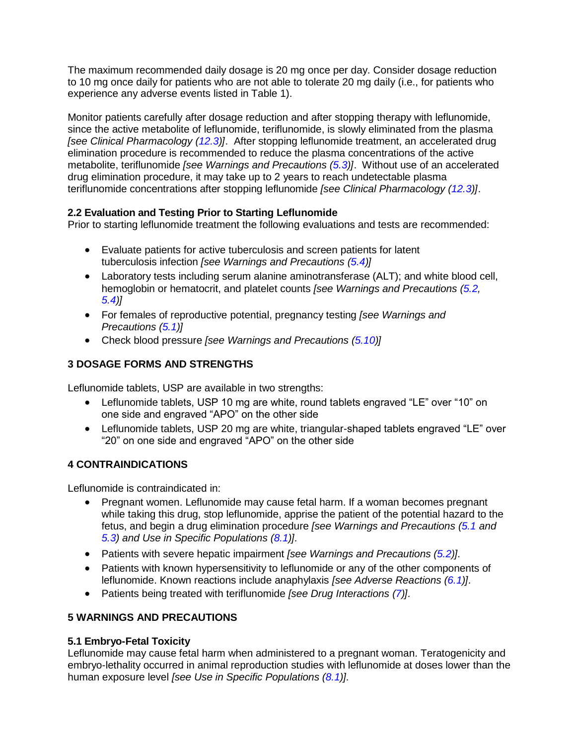The maximum recommended daily dosage is 20 mg once per day. Consider dosage reduction to 10 mg once daily for patients who are not able to tolerate 20 mg daily (i.e., for patients who experience any adverse events listed in Table 1).

Monitor patients carefully after dosage reduction and after stopping therapy with leflunomide, since the active metabolite of leflunomide, teriflunomide, is slowly eliminated from the plasma *[see Clinical Pharmacology (12.3)]*. After stopping leflunomide treatment, an accelerated drug elimination procedure is recommended to reduce the plasma concentrations of the active metabolite, teriflunomide *[see Warnings and Precautions (5.3)]*. Without use of an accelerated drug elimination procedure, it may take up to 2 years to reach undetectable plasma teriflunomide concentrations after stopping leflunomide *[see Clinical Pharmacology (12.3)]*.

### 2.2 Evaluation and Testing Prior to Starting Leflunomide

Prior to starting leflunomide treatment the following evaluations and tests are recommended:

- Evaluate patients for active tuberculosis and screen patients for latent tuberculosis infection *[see Warnings and Precautions (5.4)]*
- Laboratory tests including serum alanine aminotransferase (ALT); and white blood cell, hemoglobin or hematocrit, and platelet counts *[see Warnings and Precautions (5.2, 5.4)]*
- For females of reproductive potential, pregnancy testing *[see Warnings and Precautions (5.1)]*
- Check blood pressure *[see Warnings and Precautions (5.10)]*

## 3 DOSAGE FORMS AND STRENGTHS

Leflunomide tablets, USP are available in two strengths:

- Leflunomide tablets, USP 10 mg are white, round tablets engraved “LE” over “10” on one side and engraved “APO” on the other side
- Leflunomide tablets, USP 20 mg are white, triangular-shaped tablets engraved “LE” over “20” on one side and engraved “APO” on the other side

## 4 CONTRAINDICATIONS

Leflunomide is contraindicated in:

- Pregnant women. Leflunomide may cause fetal harm. If a woman becomes pregnant while taking this drug, stop leflunomide, apprise the patient of the potential hazard to the fetus, and begin a drug elimination procedure *[see Warnings and Precautions (5.1 and 5.3) and Use in Specific Populations (8.1)]*.
- Patients with severe hepatic impairment *[see Warnings and Precautions (5.2)]*.
- Patients with known hypersensitivity to leflunomide or any of the other components of leflunomide. Known reactions include anaphylaxis *[see Adverse Reactions (6.1)]*.
- Patients being treated with teriflunomide *[see Drug Interactions (7)]*.

## 5 WARNINGS AND PRECAUTIONS

### 5.1 Embryo-Fetal Toxicity

Leflunomide may cause fetal harm when administered to a pregnant woman. Teratogenicity and embryo-lethality occurred in animal reproduction studies with leflunomide at doses lower than the human exposure level *[see Use in Specific Populations (8.1)]*.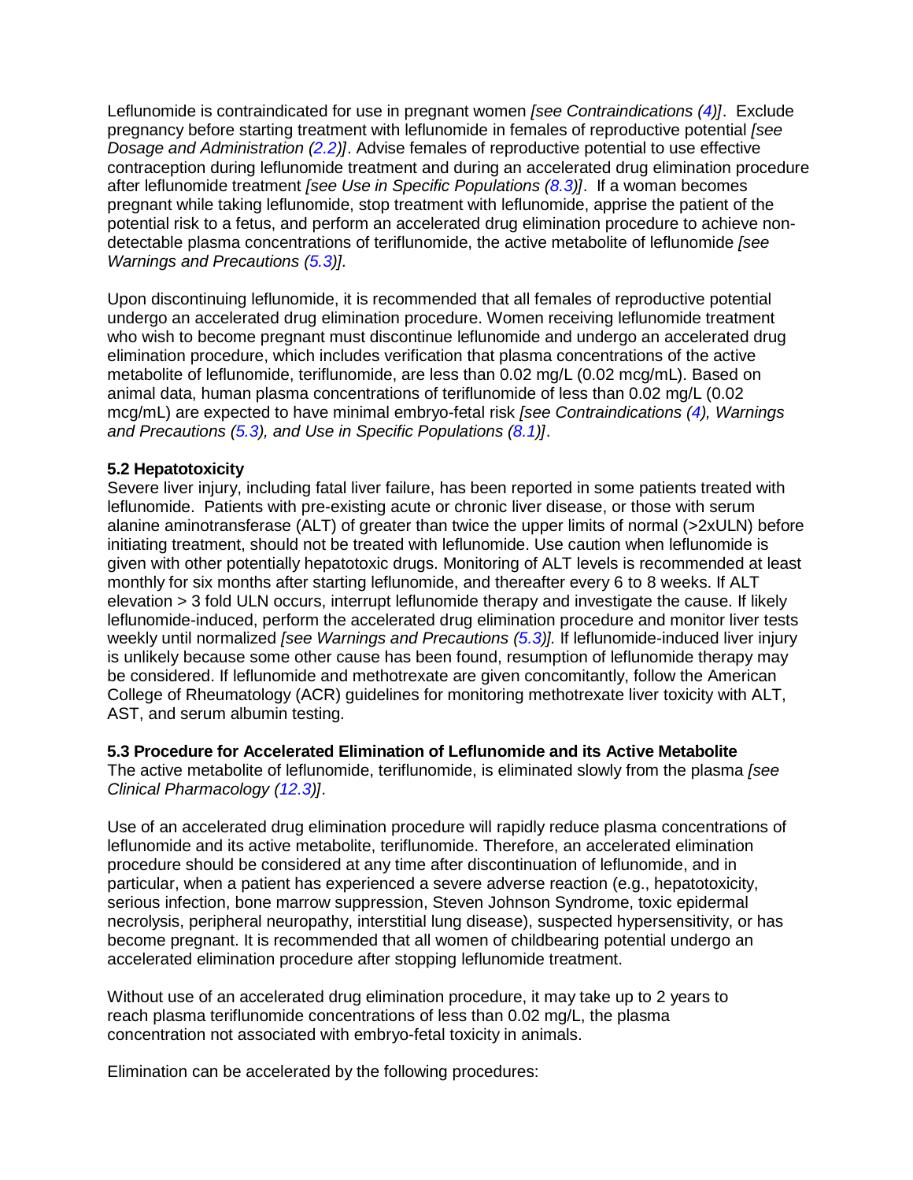Leflunomide is contraindicated for use in pregnant women *[see Contraindications (4)]*. Exclude pregnancy before starting treatment with leflunomide in females of reproductive potential *[see Dosage and Administration (2.2)]*. Advise females of reproductive potential to use effective contraception during leflunomide treatment and during an accelerated drug elimination procedure after leflunomide treatment *[see Use in Specific Populations (8.3)]*. If a woman becomes pregnant while taking leflunomide, stop treatment with leflunomide, apprise the patient of the potential risk to a fetus, and perform an accelerated drug elimination procedure to achieve non-detectable plasma concentrations of teriflunomide, the active metabolite of leflunomide *[see Warnings and Precautions (5.3)].*

Upon discontinuing leflunomide, it is recommended that all females of reproductive potential undergo an accelerated drug elimination procedure. Women receiving leflunomide treatment who wish to become pregnant must discontinue leflunomide and undergo an accelerated drug elimination procedure, which includes verification that plasma concentrations of the active metabolite of leflunomide, teriflunomide, are less than 0.02 mg/L (0.02 mcg/mL). Based on animal data, human plasma concentrations of teriflunomide of less than 0.02 mg/L (0.02 mcg/mL) are expected to have minimal embryo-fetal risk *[see Contraindications (4), Warnings and Precautions (5.3), and Use in Specific Populations (8.1)]*.

**5.2 Hepatotoxicity**

Severe liver injury, including fatal liver failure, has been reported in some patients treated with leflunomide. Patients with pre-existing acute or chronic liver disease, or those with serum alanine aminotransferase (ALT) of greater than twice the upper limits of normal (>2xULN) before initiating treatment, should not be treated with leflunomide. Use caution when leflunomide is given with other potentially hepatotoxic drugs. Monitoring of ALT levels is recommended at least monthly for six months after starting leflunomide, and thereafter every 6 to 8 weeks. If ALT elevation > 3 fold ULN occurs, interrupt leflunomide therapy and investigate the cause. If likely leflunomide-induced, perform the accelerated drug elimination procedure and monitor liver tests weekly until normalized *[see Warnings and Precautions (5.3)].* If leflunomide-induced liver injury is unlikely because some other cause has been found, resumption of leflunomide therapy may be considered. If leflunomide and methotrexate are given concomitantly, follow the American College of Rheumatology (ACR) guidelines for monitoring methotrexate liver toxicity with ALT, AST, and serum albumin testing.

**5.3 Procedure for Accelerated Elimination of Leflunomide and its Active Metabolite**

The active metabolite of leflunomide, teriflunomide, is eliminated slowly from the plasma *[see Clinical Pharmacology (12.3)]*.

Use of an accelerated drug elimination procedure will rapidly reduce plasma concentrations of leflunomide and its active metabolite, teriflunomide. Therefore, an accelerated elimination procedure should be considered at any time after discontinuation of leflunomide, and in particular, when a patient has experienced a severe adverse reaction (e.g., hepatotoxicity, serious infection, bone marrow suppression, Steven Johnson Syndrome, toxic epidermal necrolysis, peripheral neuropathy, interstitial lung disease), suspected hypersensitivity, or has become pregnant. It is recommended that all women of childbearing potential undergo an accelerated elimination procedure after stopping leflunomide treatment.

Without use of an accelerated drug elimination procedure, it may take up to 2 years to reach plasma teriflunomide concentrations of less than 0.02 mg/L, the plasma concentration not associated with embryo-fetal toxicity in animals.

Elimination can be accelerated by the following procedures: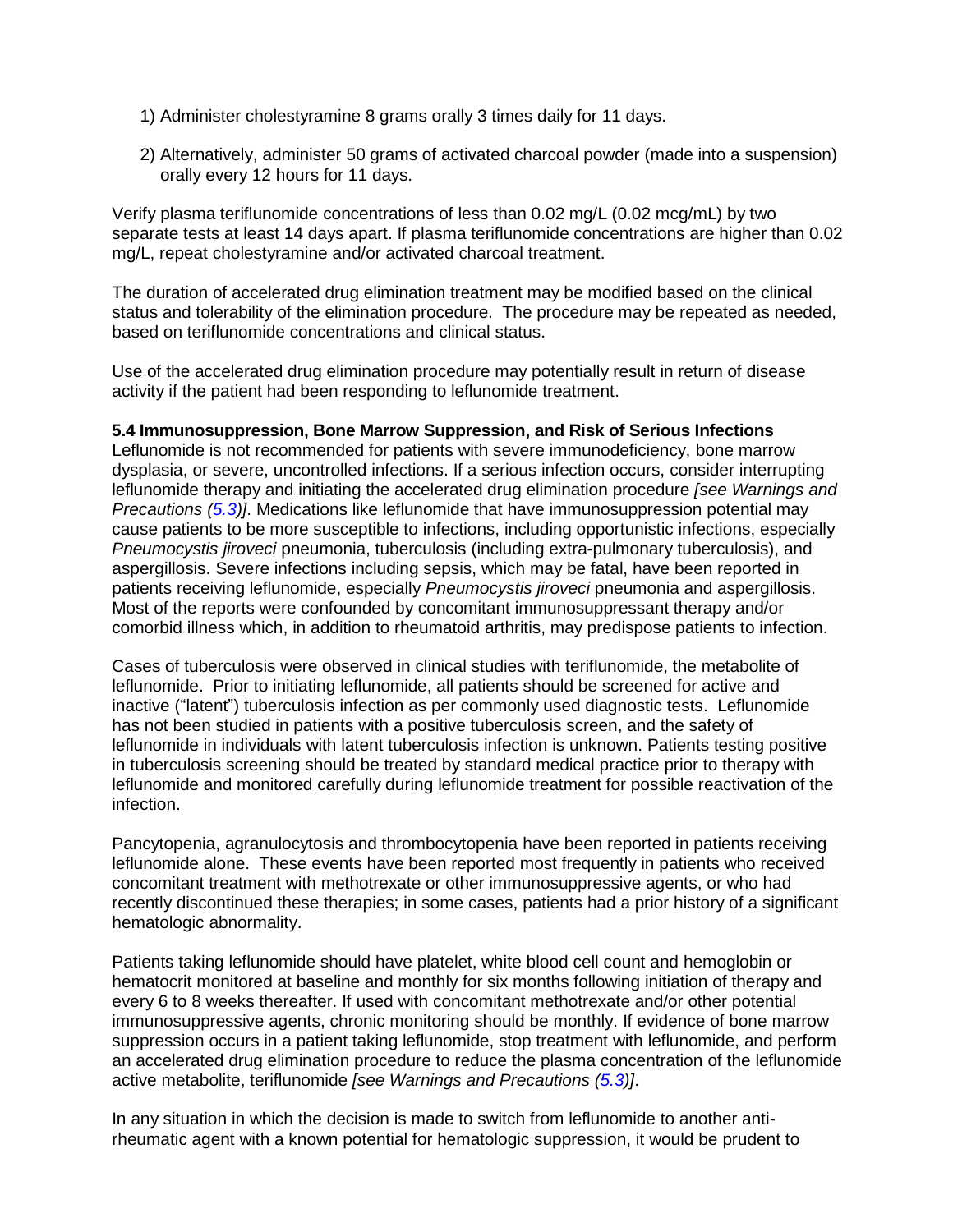1) Administer cholestyramine 8 grams orally 3 times daily for 11 days.

2) Alternatively, administer 50 grams of activated charcoal powder (made into a suspension) orally every 12 hours for 11 days.

Verify plasma teriflunomide concentrations of less than 0.02 mg/L (0.02 mcg/mL) by two separate tests at least 14 days apart. If plasma teriflunomide concentrations are higher than 0.02 mg/L, repeat cholestyramine and/or activated charcoal treatment.

The duration of accelerated drug elimination treatment may be modified based on the clinical status and tolerability of the elimination procedure. The procedure may be repeated as needed, based on teriflunomide concentrations and clinical status.

Use of the accelerated drug elimination procedure may potentially result in return of disease activity if the patient had been responding to leflunomide treatment.

### 5.4 Immunosuppression, Bone Marrow Suppression, and Risk of Serious Infections

Leflunomide is not recommended for patients with severe immunodeficiency, bone marrow dysplasia, or severe, uncontrolled infections. If a serious infection occurs, consider interrupting leflunomide therapy and initiating the accelerated drug elimination procedure *[see Warnings and Precautions (5.3)]*. Medications like leflunomide that have immunosuppression potential may cause patients to be more susceptible to infections, including opportunistic infections, especially *Pneumocystis jiroveci* pneumonia, tuberculosis (including extra-pulmonary tuberculosis), and aspergillosis. Severe infections including sepsis, which may be fatal, have been reported in patients receiving leflunomide, especially *Pneumocystis jiroveci* pneumonia and aspergillosis. Most of the reports were confounded by concomitant immunosuppressant therapy and/or comorbid illness which, in addition to rheumatoid arthritis, may predispose patients to infection.

Cases of tuberculosis were observed in clinical studies with teriflunomide, the metabolite of leflunomide. Prior to initiating leflunomide, all patients should be screened for active and inactive ("latent") tuberculosis infection as per commonly used diagnostic tests. Leflunomide has not been studied in patients with a positive tuberculosis screen, and the safety of leflunomide in individuals with latent tuberculosis infection is unknown. Patients testing positive in tuberculosis screening should be treated by standard medical practice prior to therapy with leflunomide and monitored carefully during leflunomide treatment for possible reactivation of the infection.

Pancytopenia, agranulocytosis and thrombocytopenia have been reported in patients receiving leflunomide alone. These events have been reported most frequently in patients who received concomitant treatment with methotrexate or other immunosuppressive agents, or who had recently discontinued these therapies; in some cases, patients had a prior history of a significant hematologic abnormality.

Patients taking leflunomide should have platelet, white blood cell count and hemoglobin or hematocrit monitored at baseline and monthly for six months following initiation of therapy and every 6 to 8 weeks thereafter. If used with concomitant methotrexate and/or other potential immunosuppressive agents, chronic monitoring should be monthly. If evidence of bone marrow suppression occurs in a patient taking leflunomide, stop treatment with leflunomide, and perform an accelerated drug elimination procedure to reduce the plasma concentration of the leflunomide active metabolite, teriflunomide *[see Warnings and Precautions (5.3)]*.

In any situation in which the decision is made to switch from leflunomide to another anti-rheumatic agent with a known potential for hematologic suppression, it would be prudent to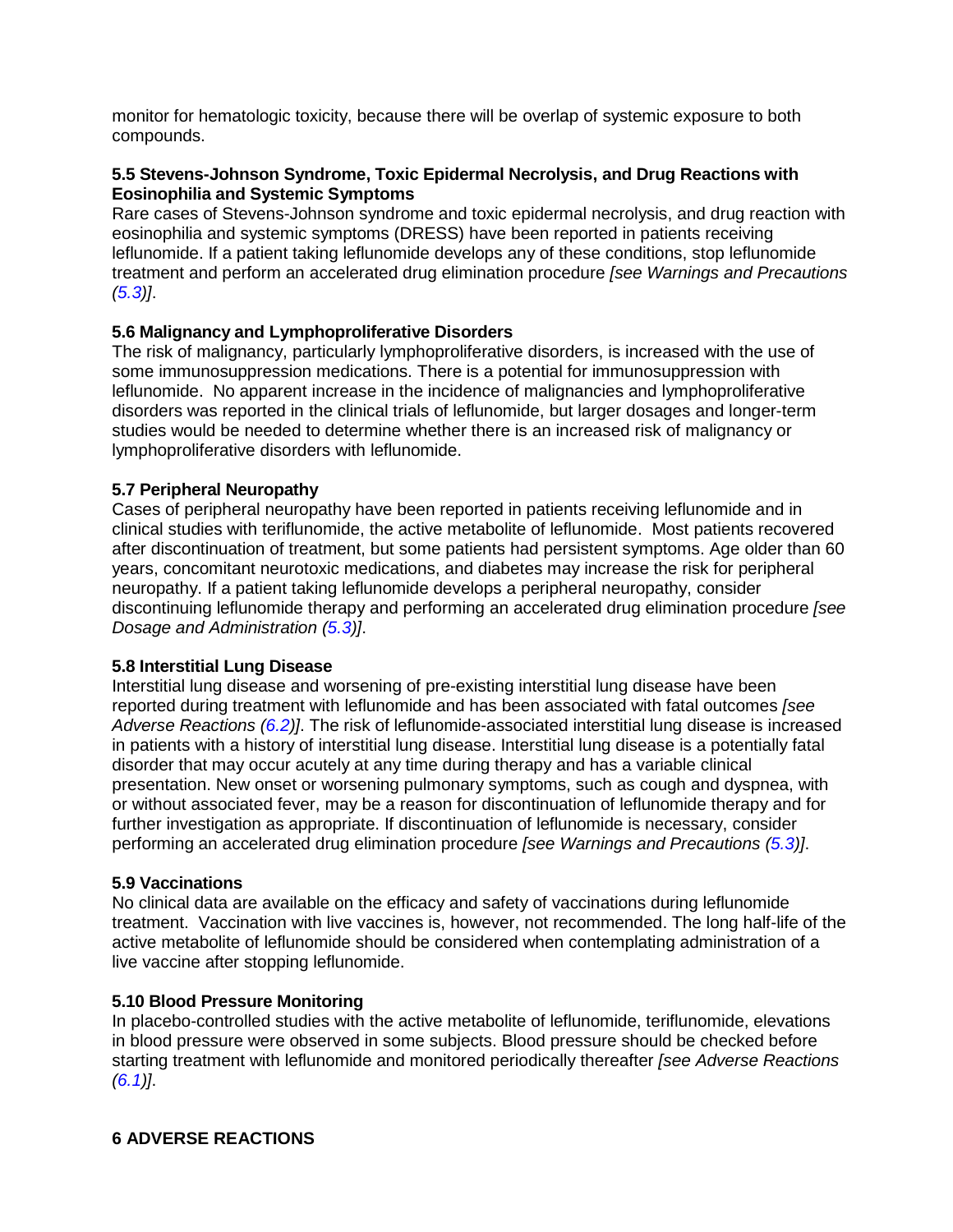monitor for hematologic toxicity, because there will be overlap of systemic exposure to both compounds.

### 5.5 Stevens-Johnson Syndrome, Toxic Epidermal Necrolysis, and Drug Reactions with Eosinophilia and Systemic Symptoms

Rare cases of Stevens-Johnson syndrome and toxic epidermal necrolysis, and drug reaction with eosinophilia and systemic symptoms (DRESS) have been reported in patients receiving leflunomide. If a patient taking leflunomide develops any of these conditions, stop leflunomide treatment and perform an accelerated drug elimination procedure *[see Warnings and Precautions (5.3)]*.

### 5.6 Malignancy and Lymphoproliferative Disorders

The risk of malignancy, particularly lymphoproliferative disorders, is increased with the use of some immunosuppression medications. There is a potential for immunosuppression with leflunomide. No apparent increase in the incidence of malignancies and lymphoproliferative disorders was reported in the clinical trials of leflunomide, but larger dosages and longer-term studies would be needed to determine whether there is an increased risk of malignancy or lymphoproliferative disorders with leflunomide.

### 5.7 Peripheral Neuropathy

Cases of peripheral neuropathy have been reported in patients receiving leflunomide and in clinical studies with teriflunomide, the active metabolite of leflunomide. Most patients recovered after discontinuation of treatment, but some patients had persistent symptoms. Age older than 60 years, concomitant neurotoxic medications, and diabetes may increase the risk for peripheral neuropathy. If a patient taking leflunomide develops a peripheral neuropathy, consider discontinuing leflunomide therapy and performing an accelerated drug elimination procedure *[see Dosage and Administration (5.3)]*.

### 5.8 Interstitial Lung Disease

Interstitial lung disease and worsening of pre-existing interstitial lung disease have been reported during treatment with leflunomide and has been associated with fatal outcomes *[see Adverse Reactions (6.2)]*. The risk of leflunomide-associated interstitial lung disease is increased in patients with a history of interstitial lung disease. Interstitial lung disease is a potentially fatal disorder that may occur acutely at any time during therapy and has a variable clinical presentation. New onset or worsening pulmonary symptoms, such as cough and dyspnea, with or without associated fever, may be a reason for discontinuation of leflunomide therapy and for further investigation as appropriate. If discontinuation of leflunomide is necessary, consider performing an accelerated drug elimination procedure *[see Warnings and Precautions (5.3)]*.

### 5.9 Vaccinations

No clinical data are available on the efficacy and safety of vaccinations during leflunomide treatment. Vaccination with live vaccines is, however, not recommended. The long half-life of the active metabolite of leflunomide should be considered when contemplating administration of a live vaccine after stopping leflunomide.

### 5.10 Blood Pressure Monitoring

In placebo-controlled studies with the active metabolite of leflunomide, teriflunomide, elevations in blood pressure were observed in some subjects. Blood pressure should be checked before starting treatment with leflunomide and monitored periodically thereafter *[see Adverse Reactions (6.1)]*.

## 6 ADVERSE REACTIONS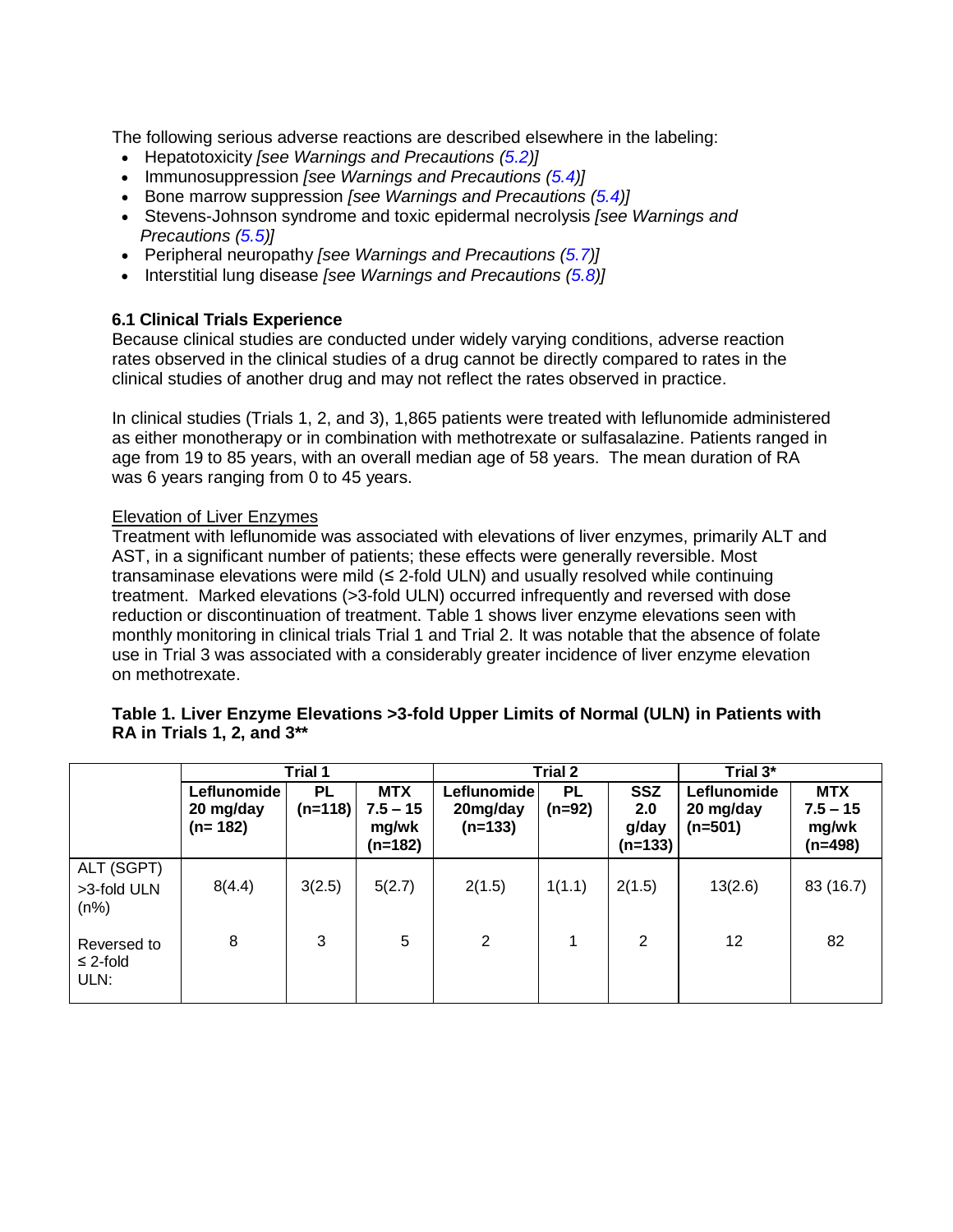The following serious adverse reactions are described elsewhere in the labeling:

- Hepatotoxicity *[see Warnings and Precautions (5.2)]*
- Immunosuppression *[see Warnings and Precautions (5.4)]*
- Bone marrow suppression *[see Warnings and Precautions (5.4)]*
- Stevens-Johnson syndrome and toxic epidermal necrolysis *[see Warnings and Precautions (5.5)]*
- Peripheral neuropathy *[see Warnings and Precautions (5.7)]*
- Interstitial lung disease *[see Warnings and Precautions (5.8)]*

### 6.1 Clinical Trials Experience

Because clinical studies are conducted under widely varying conditions, adverse reaction rates observed in the clinical studies of a drug cannot be directly compared to rates in the clinical studies of another drug and may not reflect the rates observed in practice.

In clinical studies (Trials 1, 2, and 3), 1,865 patients were treated with leflunomide administered as either monotherapy or in combination with methotrexate or sulfasalazine. Patients ranged in age from 19 to 85 years, with an overall median age of 58 years. The mean duration of RA was 6 years ranging from 0 to 45 years.

Elevation of Liver Enzymes

Treatment with leflunomide was associated with elevations of liver enzymes, primarily ALT and AST, in a significant number of patients; these effects were generally reversible. Most transaminase elevations were mild (≤ 2-fold ULN) and usually resolved while continuing treatment. Marked elevations (>3-fold ULN) occurred infrequently and reversed with dose reduction or discontinuation of treatment. Table 1 shows liver enzyme elevations seen with monthly monitoring in clinical trials Trial 1 and Trial 2. It was notable that the absence of folate use in Trial 3 was associated with a considerably greater incidence of liver enzyme elevation on methotrexate.

**Table 1. Liver Enzyme Elevations >3-fold Upper Limits of Normal (ULN) in Patients with RA in Trials 1, 2, and 3****

| | Trial 1 | | | Trial 2 | | | Trial 3* | |
|---|---|---|---|---|---|---|---|---|
| | **Leflunomide 20 mg/day (n= 182)** | **PL (n=118)** | **MTX 7.5 – 15 mg/wk (n=182)** | **Leflunomide 20mg/day (n=133)** | **PL (n=92)** | **SSZ 2.0 g/day (n=133)** | **Leflunomide 20 mg/day (n=501)** | **MTX 7.5 – 15 mg/wk (n=498)** |
| ALT (SGPT) >3-fold ULN (n%) | 8(4.4) | 3(2.5) | 5(2.7) | 2(1.5) | 1(1.1) | 2(1.5) | 13(2.6) | 83 (16.7) |
| Reversed to ≤ 2-fold ULN: | 8 | 3 | 5 | 2 | 1 | 2 | 12 | 82 |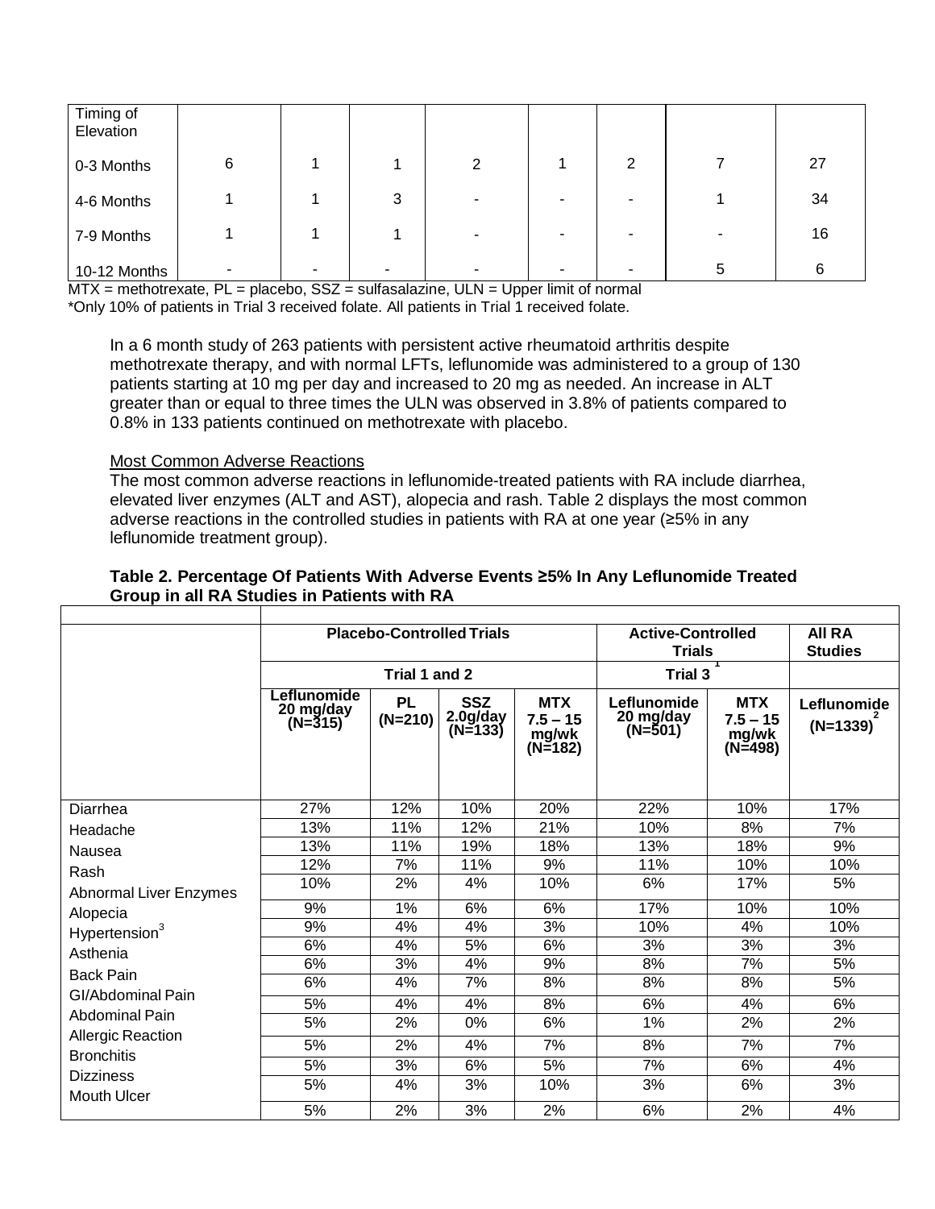| Timing of Elevation | | | | | | | | |
|---|---|---|---|---|---|---|---|---|
| 0-3 Months | 6 | 1 | 1 | 2 | 1 | 2 | 7 | 27 |
| 4-6 Months | 1 | 1 | 3 | - | - | - | 1 | 34 |
| 7-9 Months | 1 | 1 | 1 | - | - | - | - | 16 |
| 10-12 Months | - | - | - | - | - | - | 5 | 6 |

MTX = methotrexate, PL = placebo, SSZ = sulfasalazine, ULN = Upper limit of normal
*Only 10% of patients in Trial 3 received folate. All patients in Trial 1 received folate.

In a 6 month study of 263 patients with persistent active rheumatoid arthritis despite methotrexate therapy, and with normal LFTs, leflunomide was administered to a group of 130 patients starting at 10 mg per day and increased to 20 mg as needed. An increase in ALT greater than or equal to three times the ULN was observed in 3.8% of patients compared to 0.8% in 133 patients continued on methotrexate with placebo.

Most Common Adverse Reactions

The most common adverse reactions in leflunomide-treated patients with RA include diarrhea, elevated liver enzymes (ALT and AST), alopecia and rash. Table 2 displays the most common adverse reactions in the controlled studies in patients with RA at one year (≥5% in any leflunomide treatment group).

**Table 2. Percentage Of Patients With Adverse Events ≥5% In Any Leflunomide Treated Group in all RA Studies in Patients with RA**

| | Placebo-Controlled Trials | | | | Active-Controlled Trials | | All RA Studies |
|---|---|---|---|---|---|---|---|
| | Trial 1 and 2 | | | | Trial 3[1] | | |
| | Leflunomide 20 mg/day (N=315) | PL (N=210) | SSZ 2.0g/day (N=133) | MTX 7.5 – 15 mg/wk (N=182) | Leflunomide 20 mg/day (N=501) | MTX 7.5 – 15 mg/wk (N=498) | Leflunomide (N=1339)[2] |
| Diarrhea | 27% | 12% | 10% | 20% | 22% | 10% | 17% |
| Headache | 13% | 11% | 12% | 21% | 10% | 8% | 7% |
| Nausea | 13% | 11% | 19% | 18% | 13% | 18% | 9% |
| Rash | 12% | 7% | 11% | 9% | 11% | 10% | 10% |
| Abnormal Liver Enzymes | 10% | 2% | 4% | 10% | 6% | 17% | 5% |
| Alopecia | 9% | 1% | 6% | 6% | 17% | 10% | 10% |
| Hypertension[3] | 9% | 4% | 4% | 3% | 10% | 4% | 10% |
| Asthenia | 6% | 4% | 5% | 6% | 3% | 3% | 3% |
| Back Pain | 6% | 3% | 4% | 9% | 8% | 7% | 5% |
| GI/Abdominal Pain | 6% | 4% | 7% | 8% | 8% | 8% | 5% |
| Abdominal Pain | 5% | 4% | 4% | 8% | 6% | 4% | 6% |
| Allergic Reaction | 5% | 2% | 0% | 6% | 1% | 2% | 2% |
| Bronchitis | 5% | 2% | 4% | 7% | 8% | 7% | 7% |
| Dizziness | 5% | 3% | 6% | 5% | 7% | 6% | 4% |
| Mouth Ulcer | 5% | 4% | 3% | 10% | 3% | 6% | 3% |
| | 5% | 2% | 3% | 2% | 6% | 2% | 4% |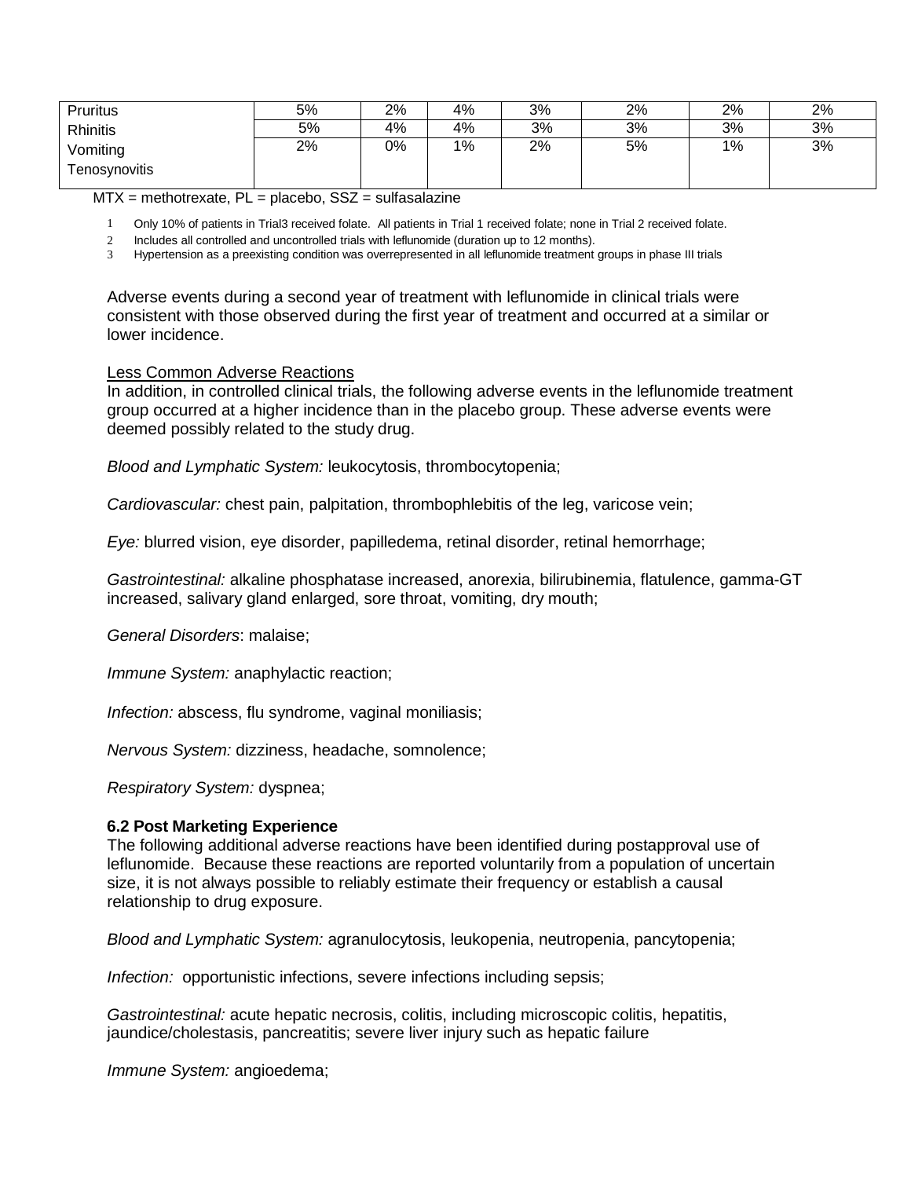| Pruritus | 5% | 2% | 4% | 3% | 2% | 2% | 2% |
|---|---|---|---|---|---|---|---|
| Rhinitis | 5% | 4% | 4% | 3% | 3% | 3% | 3% |
| Vomiting<br>Tenosynovitis | 2% | 0% | 1% | 2% | 5% | 1% | 3% |

MTX = methotrexate, PL = placebo, SSZ = sulfasalazine

1 Only 10% of patients in Trial3 received folate. All patients in Trial 1 received folate; none in Trial 2 received folate.
2 Includes all controlled and uncontrolled trials with leflunomide (duration up to 12 months).
3 Hypertension as a preexisting condition was overrepresented in all leflunomide treatment groups in phase III trials

Adverse events during a second year of treatment with leflunomide in clinical trials were consistent with those observed during the first year of treatment and occurred at a similar or lower incidence.

Less Common Adverse Reactions
In addition, in controlled clinical trials, the following adverse events in the leflunomide treatment group occurred at a higher incidence than in the placebo group. These adverse events were deemed possibly related to the study drug.

*Blood and Lymphatic System:* leukocytosis, thrombocytopenia;

*Cardiovascular:* chest pain, palpitation, thrombophlebitis of the leg, varicose vein;

*Eye:* blurred vision, eye disorder, papilledema, retinal disorder, retinal hemorrhage;

*Gastrointestinal:* alkaline phosphatase increased, anorexia, bilirubinemia, flatulence, gamma-GT increased, salivary gland enlarged, sore throat, vomiting, dry mouth;

*General Disorders*: malaise;

*Immune System:* anaphylactic reaction;

*Infection:* abscess, flu syndrome, vaginal moniliasis;

*Nervous System:* dizziness, headache, somnolence;

*Respiratory System:* dyspnea;

**6.2 Post Marketing Experience**
The following additional adverse reactions have been identified during postapproval use of leflunomide. Because these reactions are reported voluntarily from a population of uncertain size, it is not always possible to reliably estimate their frequency or establish a causal relationship to drug exposure.

*Blood and Lymphatic System:* agranulocytosis, leukopenia, neutropenia, pancytopenia;

*Infection:* opportunistic infections, severe infections including sepsis;

*Gastrointestinal:* acute hepatic necrosis, colitis, including microscopic colitis, hepatitis, jaundice/cholestasis, pancreatitis; severe liver injury such as hepatic failure

*Immune System:* angioedema;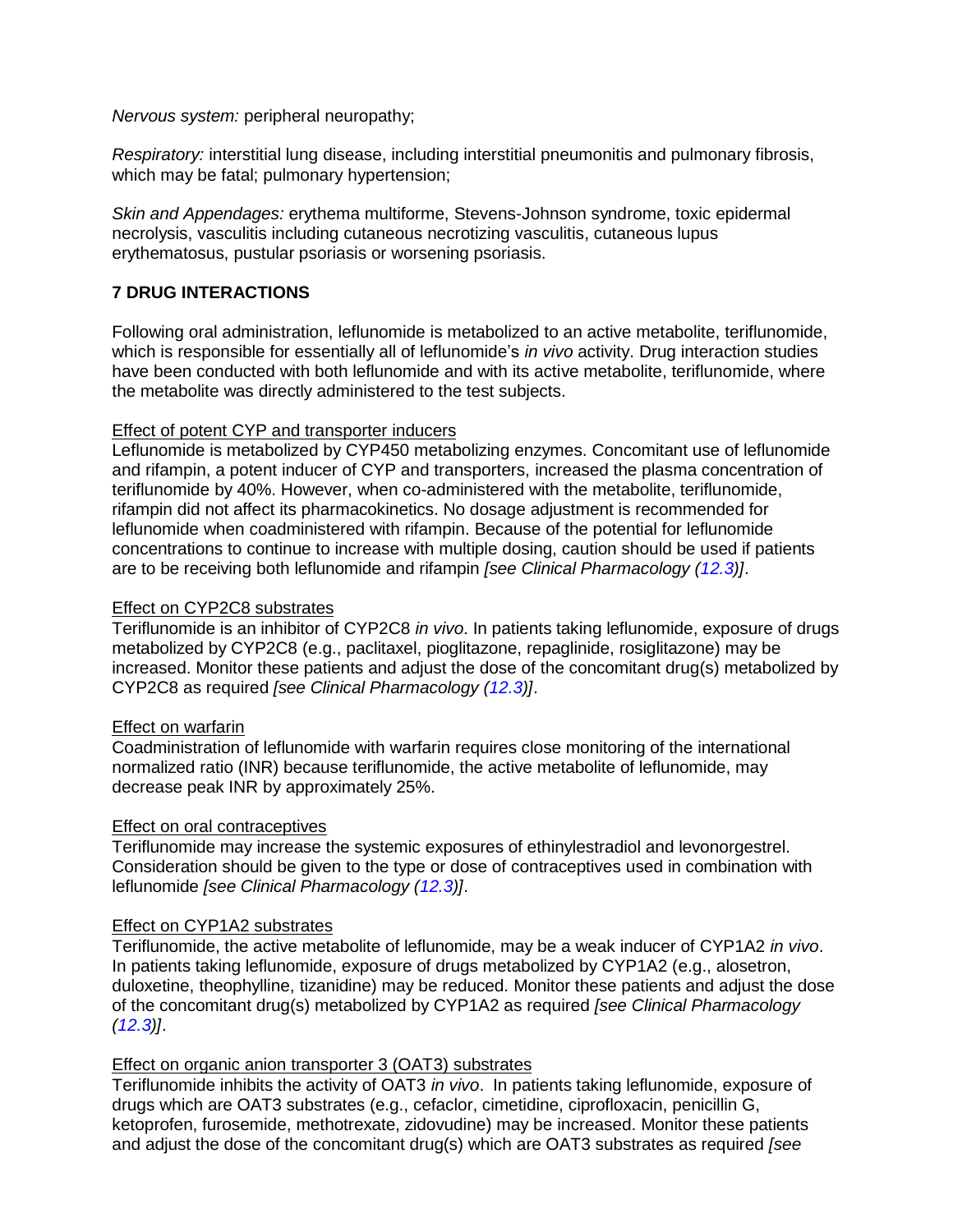*Nervous system:* peripheral neuropathy;

*Respiratory:* interstitial lung disease, including interstitial pneumonitis and pulmonary fibrosis, which may be fatal; pulmonary hypertension;

*Skin and Appendages:* erythema multiforme, Stevens-Johnson syndrome, toxic epidermal necrolysis, vasculitis including cutaneous necrotizing vasculitis, cutaneous lupus erythematosus, pustular psoriasis or worsening psoriasis.

## 7 DRUG INTERACTIONS

Following oral administration, leflunomide is metabolized to an active metabolite, teriflunomide, which is responsible for essentially all of leflunomide's *in vivo* activity. Drug interaction studies have been conducted with both leflunomide and with its active metabolite, teriflunomide, where the metabolite was directly administered to the test subjects.

Effect of potent CYP and transporter inducers

Leflunomide is metabolized by CYP450 metabolizing enzymes. Concomitant use of leflunomide and rifampin, a potent inducer of CYP and transporters, increased the plasma concentration of teriflunomide by 40%. However, when co-administered with the metabolite, teriflunomide, rifampin did not affect its pharmacokinetics. No dosage adjustment is recommended for leflunomide when coadministered with rifampin. Because of the potential for leflunomide concentrations to continue to increase with multiple dosing, caution should be used if patients are to be receiving both leflunomide and rifampin *[see Clinical Pharmacology (12.3)]*.

Effect on CYP2C8 substrates

Teriflunomide is an inhibitor of CYP2C8 *in vivo*. In patients taking leflunomide, exposure of drugs metabolized by CYP2C8 (e.g., paclitaxel, pioglitazone, repaglinide, rosiglitazone) may be increased. Monitor these patients and adjust the dose of the concomitant drug(s) metabolized by CYP2C8 as required *[see Clinical Pharmacology (12.3)]*.

Effect on warfarin

Coadministration of leflunomide with warfarin requires close monitoring of the international normalized ratio (INR) because teriflunomide, the active metabolite of leflunomide, may decrease peak INR by approximately 25%.

Effect on oral contraceptives

Teriflunomide may increase the systemic exposures of ethinylestradiol and levonorgestrel. Consideration should be given to the type or dose of contraceptives used in combination with leflunomide *[see Clinical Pharmacology (12.3)]*.

Effect on CYP1A2 substrates

Teriflunomide, the active metabolite of leflunomide, may be a weak inducer of CYP1A2 *in vivo*. In patients taking leflunomide, exposure of drugs metabolized by CYP1A2 (e.g., alosetron, duloxetine, theophylline, tizanidine) may be reduced. Monitor these patients and adjust the dose of the concomitant drug(s) metabolized by CYP1A2 as required *[see Clinical Pharmacology (12.3)]*.

Effect on organic anion transporter 3 (OAT3) substrates

Teriflunomide inhibits the activity of OAT3 *in vivo*. In patients taking leflunomide, exposure of drugs which are OAT3 substrates (e.g., cefaclor, cimetidine, ciprofloxacin, penicillin G, ketoprofen, furosemide, methotrexate, zidovudine) may be increased. Monitor these patients and adjust the dose of the concomitant drug(s) which are OAT3 substrates as required *[see*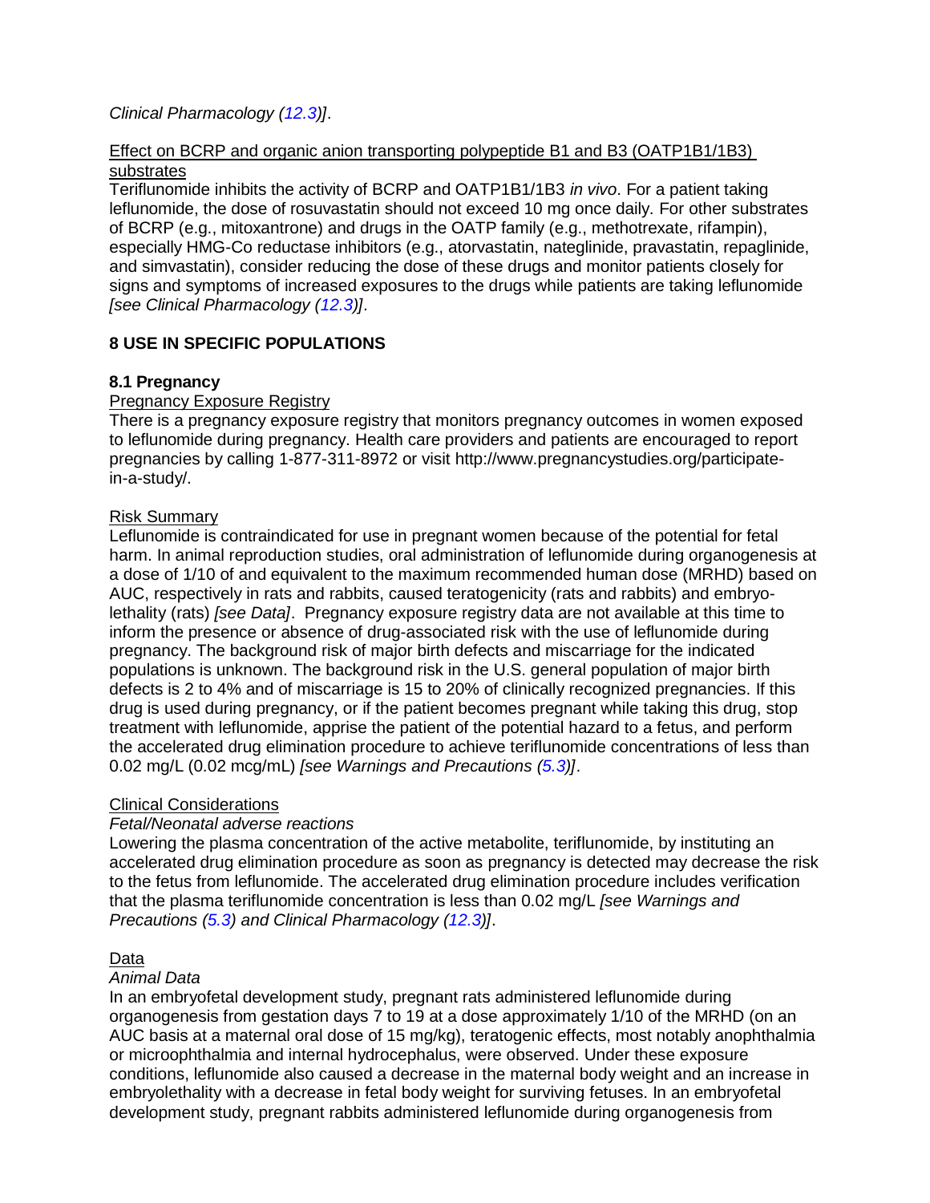*Clinical Pharmacology (12.3)]*.

Effect on BCRP and organic anion transporting polypeptide B1 and B3 (OATP1B1/1B3) substrates

Teriflunomide inhibits the activity of BCRP and OATP1B1/1B3 *in vivo*. For a patient taking leflunomide, the dose of rosuvastatin should not exceed 10 mg once daily. For other substrates of BCRP (e.g., mitoxantrone) and drugs in the OATP family (e.g., methotrexate, rifampin), especially HMG-Co reductase inhibitors (e.g., atorvastatin, nateglinide, pravastatin, repaglinide, and simvastatin), consider reducing the dose of these drugs and monitor patients closely for signs and symptoms of increased exposures to the drugs while patients are taking leflunomide *[see Clinical Pharmacology (12.3)]*.

## 8 USE IN SPECIFIC POPULATIONS

### 8.1 Pregnancy

Pregnancy Exposure Registry

There is a pregnancy exposure registry that monitors pregnancy outcomes in women exposed to leflunomide during pregnancy. Health care providers and patients are encouraged to report pregnancies by calling 1-877-311-8972 or visit http://www.pregnancystudies.org/participate-in-a-study/.

Risk Summary

Leflunomide is contraindicated for use in pregnant women because of the potential for fetal harm. In animal reproduction studies, oral administration of leflunomide during organogenesis at a dose of 1/10 of and equivalent to the maximum recommended human dose (MRHD) based on AUC, respectively in rats and rabbits, caused teratogenicity (rats and rabbits) and embryo-lethality (rats) *[see Data]*. Pregnancy exposure registry data are not available at this time to inform the presence or absence of drug-associated risk with the use of leflunomide during pregnancy. The background risk of major birth defects and miscarriage for the indicated populations is unknown. The background risk in the U.S. general population of major birth defects is 2 to 4% and of miscarriage is 15 to 20% of clinically recognized pregnancies. If this drug is used during pregnancy, or if the patient becomes pregnant while taking this drug, stop treatment with leflunomide, apprise the patient of the potential hazard to a fetus, and perform the accelerated drug elimination procedure to achieve teriflunomide concentrations of less than 0.02 mg/L (0.02 mcg/mL) *[see Warnings and Precautions (5.3)]*.

Clinical Considerations

*Fetal/Neonatal adverse reactions*

Lowering the plasma concentration of the active metabolite, teriflunomide, by instituting an accelerated drug elimination procedure as soon as pregnancy is detected may decrease the risk to the fetus from leflunomide. The accelerated drug elimination procedure includes verification that the plasma teriflunomide concentration is less than 0.02 mg/L *[see Warnings and Precautions (5.3) and Clinical Pharmacology (12.3)]*.

Data

*Animal Data*

In an embryofetal development study, pregnant rats administered leflunomide during organogenesis from gestation days 7 to 19 at a dose approximately 1/10 of the MRHD (on an AUC basis at a maternal oral dose of 15 mg/kg), teratogenic effects, most notably anophthalmia or microophthalmia and internal hydrocephalus, were observed. Under these exposure conditions, leflunomide also caused a decrease in the maternal body weight and an increase in embryolethality with a decrease in fetal body weight for surviving fetuses. In an embryofetal development study, pregnant rabbits administered leflunomide during organogenesis from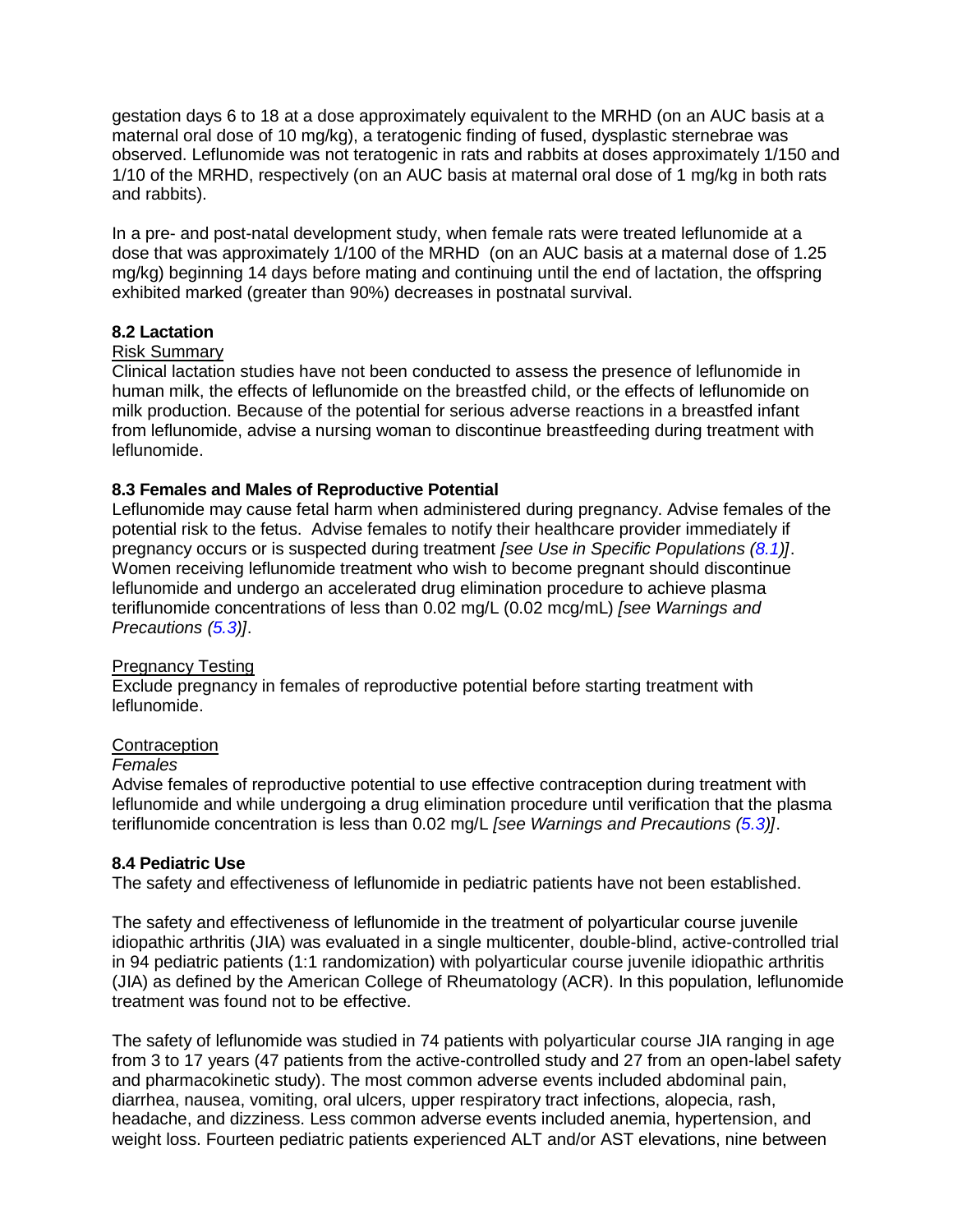gestation days 6 to 18 at a dose approximately equivalent to the MRHD (on an AUC basis at a maternal oral dose of 10 mg/kg), a teratogenic finding of fused, dysplastic sternebrae was observed. Leflunomide was not teratogenic in rats and rabbits at doses approximately 1/150 and 1/10 of the MRHD, respectively (on an AUC basis at maternal oral dose of 1 mg/kg in both rats and rabbits).

In a pre- and post-natal development study, when female rats were treated leflunomide at a dose that was approximately 1/100 of the MRHD (on an AUC basis at a maternal dose of 1.25 mg/kg) beginning 14 days before mating and continuing until the end of lactation, the offspring exhibited marked (greater than 90%) decreases in postnatal survival.

### 8.2 Lactation

Risk Summary

Clinical lactation studies have not been conducted to assess the presence of leflunomide in human milk, the effects of leflunomide on the breastfed child, or the effects of leflunomide on milk production. Because of the potential for serious adverse reactions in a breastfed infant from leflunomide, advise a nursing woman to discontinue breastfeeding during treatment with leflunomide.

### 8.3 Females and Males of Reproductive Potential

Leflunomide may cause fetal harm when administered during pregnancy. Advise females of the potential risk to the fetus. Advise females to notify their healthcare provider immediately if pregnancy occurs or is suspected during treatment *[see Use in Specific Populations (8.1)]*. Women receiving leflunomide treatment who wish to become pregnant should discontinue leflunomide and undergo an accelerated drug elimination procedure to achieve plasma teriflunomide concentrations of less than 0.02 mg/L (0.02 mcg/mL) *[see Warnings and Precautions (5.3)]*.

Pregnancy Testing

Exclude pregnancy in females of reproductive potential before starting treatment with leflunomide.

Contraception

*Females*

Advise females of reproductive potential to use effective contraception during treatment with leflunomide and while undergoing a drug elimination procedure until verification that the plasma teriflunomide concentration is less than 0.02 mg/L *[see Warnings and Precautions (5.3)]*.

### 8.4 Pediatric Use

The safety and effectiveness of leflunomide in pediatric patients have not been established.

The safety and effectiveness of leflunomide in the treatment of polyarticular course juvenile idiopathic arthritis (JIA) was evaluated in a single multicenter, double-blind, active-controlled trial in 94 pediatric patients (1:1 randomization) with polyarticular course juvenile idiopathic arthritis (JIA) as defined by the American College of Rheumatology (ACR). In this population, leflunomide treatment was found not to be effective.

The safety of leflunomide was studied in 74 patients with polyarticular course JIA ranging in age from 3 to 17 years (47 patients from the active-controlled study and 27 from an open-label safety and pharmacokinetic study). The most common adverse events included abdominal pain, diarrhea, nausea, vomiting, oral ulcers, upper respiratory tract infections, alopecia, rash, headache, and dizziness. Less common adverse events included anemia, hypertension, and weight loss. Fourteen pediatric patients experienced ALT and/or AST elevations, nine between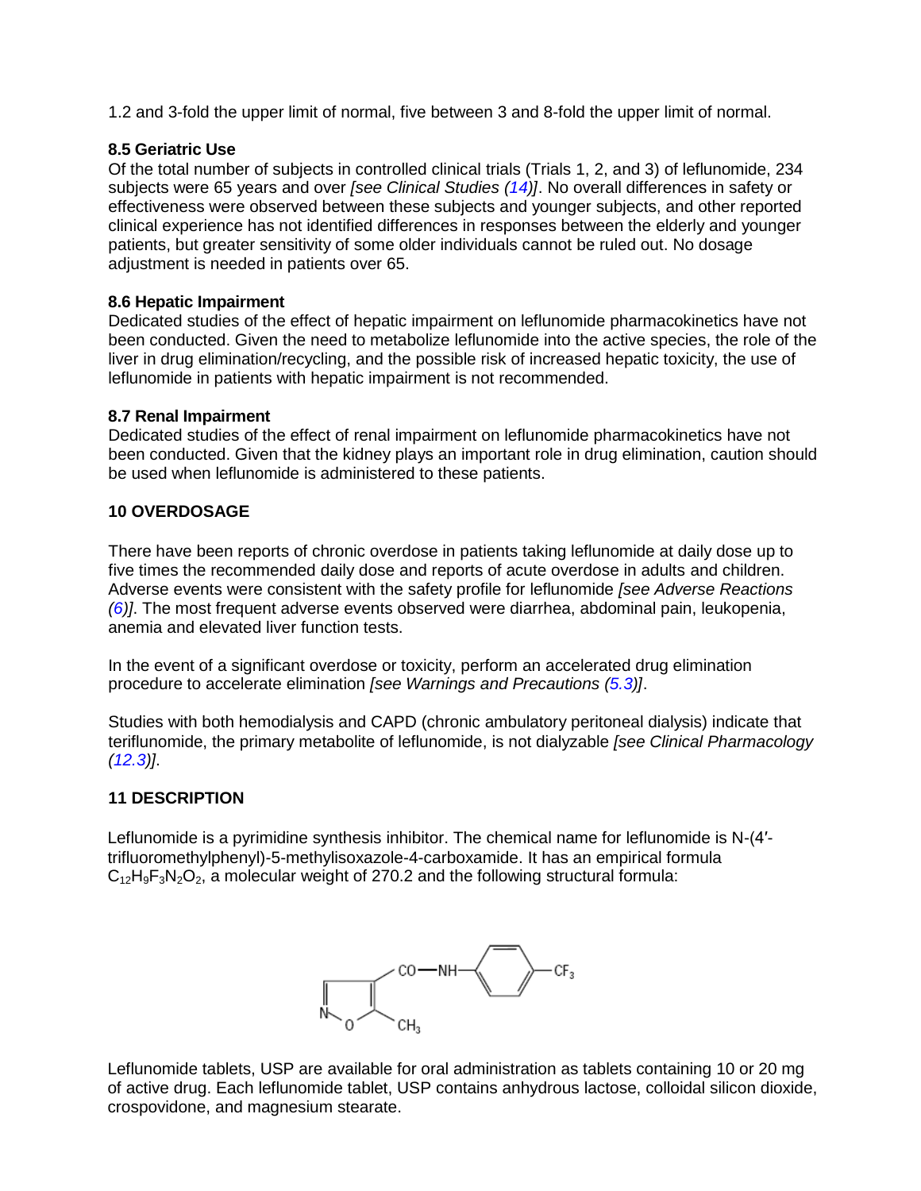1.2 and 3-fold the upper limit of normal, five between 3 and 8-fold the upper limit of normal.

### 8.5 Geriatric Use

Of the total number of subjects in controlled clinical trials (Trials 1, 2, and 3) of leflunomide, 234 subjects were 65 years and over *[see Clinical Studies (14)]*. No overall differences in safety or effectiveness were observed between these subjects and younger subjects, and other reported clinical experience has not identified differences in responses between the elderly and younger patients, but greater sensitivity of some older individuals cannot be ruled out. No dosage adjustment is needed in patients over 65.

### 8.6 Hepatic Impairment

Dedicated studies of the effect of hepatic impairment on leflunomide pharmacokinetics have not been conducted. Given the need to metabolize leflunomide into the active species, the role of the liver in drug elimination/recycling, and the possible risk of increased hepatic toxicity, the use of leflunomide in patients with hepatic impairment is not recommended.

### 8.7 Renal Impairment

Dedicated studies of the effect of renal impairment on leflunomide pharmacokinetics have not been conducted. Given that the kidney plays an important role in drug elimination, caution should be used when leflunomide is administered to these patients.

## 10 OVERDOSAGE

There have been reports of chronic overdose in patients taking leflunomide at daily dose up to five times the recommended daily dose and reports of acute overdose in adults and children. Adverse events were consistent with the safety profile for leflunomide *[see Adverse Reactions (6)]*. The most frequent adverse events observed were diarrhea, abdominal pain, leukopenia, anemia and elevated liver function tests.

In the event of a significant overdose or toxicity, perform an accelerated drug elimination procedure to accelerate elimination *[see Warnings and Precautions (5.3)]*.

Studies with both hemodialysis and CAPD (chronic ambulatory peritoneal dialysis) indicate that teriflunomide, the primary metabolite of leflunomide, is not dialyzable *[see Clinical Pharmacology (12.3)]*.

## 11 DESCRIPTION

Leflunomide is a pyrimidine synthesis inhibitor. The chemical name for leflunomide is N-(4′-trifluoromethylphenyl)-5-methylisoxazole-4-carboxamide. It has an empirical formula $C_{12}H_9F_3N_2O_2$, a molecular weight of 270.2 and the following structural formula:

Leflunomide tablets, USP are available for oral administration as tablets containing 10 or 20 mg of active drug. Each leflunomide tablet, USP contains anhydrous lactose, colloidal silicon dioxide, crospovidone, and magnesium stearate.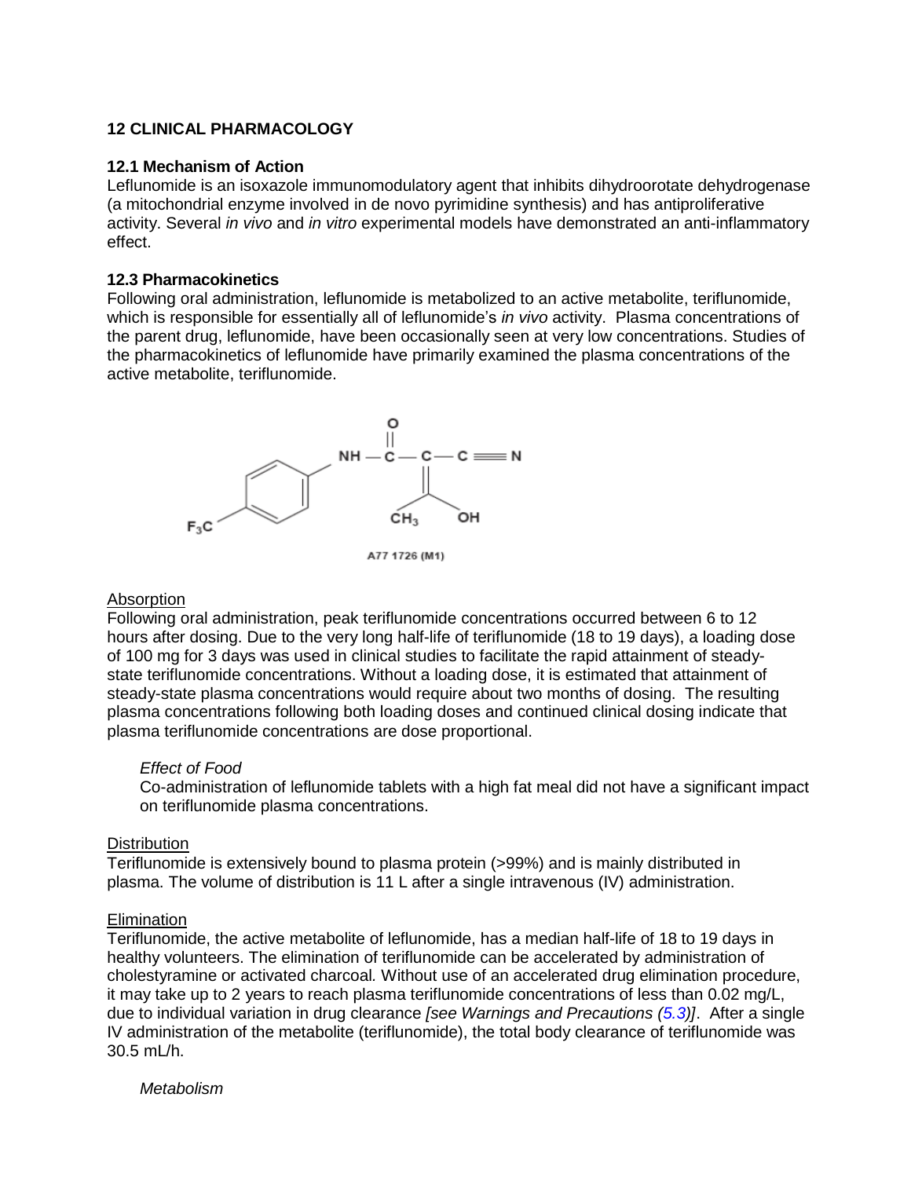## 12 CLINICAL PHARMACOLOGY

### 12.1 Mechanism of Action

Leflunomide is an isoxazole immunomodulatory agent that inhibits dihydroorotate dehydrogenase (a mitochondrial enzyme involved in de novo pyrimidine synthesis) and has antiproliferative activity. Several *in vivo* and *in vitro* experimental models have demonstrated an anti-inflammatory effect.

### 12.3 Pharmacokinetics

Following oral administration, leflunomide is metabolized to an active metabolite, teriflunomide, which is responsible for essentially all of leflunomide's *in vivo* activity. Plasma concentrations of the parent drug, leflunomide, have been occasionally seen at very low concentrations. Studies of the pharmacokinetics of leflunomide have primarily examined the plasma concentrations of the active metabolite, teriflunomide.

A77 1726 (M1)

<u>Absorption</u>

Following oral administration, peak teriflunomide concentrations occurred between 6 to 12 hours after dosing. Due to the very long half-life of teriflunomide (18 to 19 days), a loading dose of 100 mg for 3 days was used in clinical studies to facilitate the rapid attainment of steady-state teriflunomide concentrations. Without a loading dose, it is estimated that attainment of steady-state plasma concentrations would require about two months of dosing. The resulting plasma concentrations following both loading doses and continued clinical dosing indicate that plasma teriflunomide concentrations are dose proportional.

*Effect of Food*

Co-administration of leflunomide tablets with a high fat meal did not have a significant impact on teriflunomide plasma concentrations.

<u>Distribution</u>

Teriflunomide is extensively bound to plasma protein (>99%) and is mainly distributed in plasma. The volume of distribution is 11 L after a single intravenous (IV) administration.

<u>Elimination</u>

Teriflunomide, the active metabolite of leflunomide, has a median half-life of 18 to 19 days in healthy volunteers. The elimination of teriflunomide can be accelerated by administration of cholestyramine or activated charcoal. Without use of an accelerated drug elimination procedure, it may take up to 2 years to reach plasma teriflunomide concentrations of less than 0.02 mg/L, due to individual variation in drug clearance *[see Warnings and Precautions (5.3)]*. After a single IV administration of the metabolite (teriflunomide), the total body clearance of teriflunomide was 30.5 mL/h.

*Metabolism*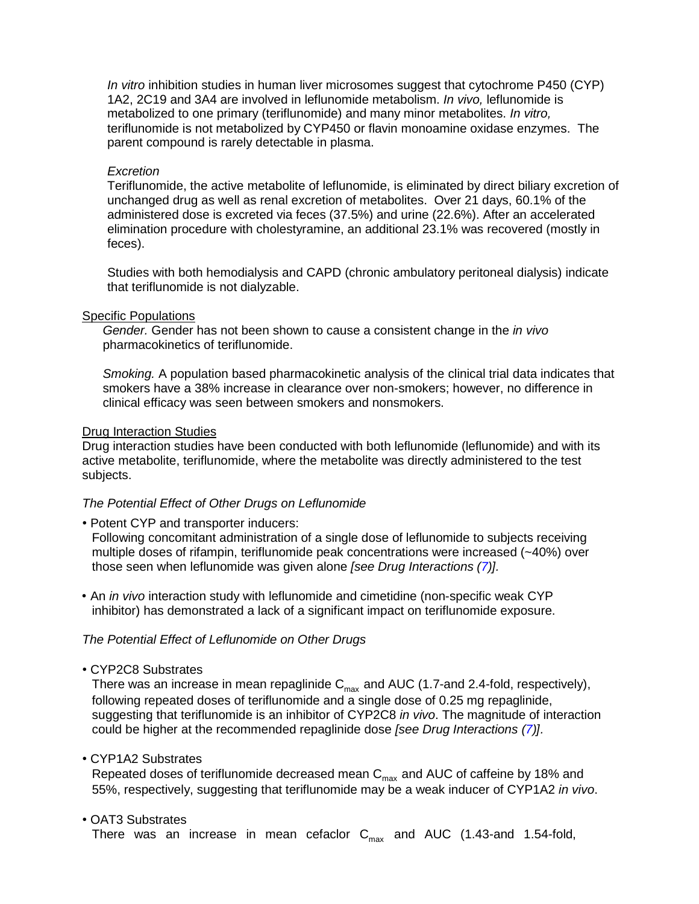*In vitro* inhibition studies in human liver microsomes suggest that cytochrome P450 (CYP) 1A2, 2C19 and 3A4 are involved in leflunomide metabolism. *In vivo,* leflunomide is metabolized to one primary (teriflunomide) and many minor metabolites. *In vitro,* teriflunomide is not metabolized by CYP450 or flavin monoamine oxidase enzymes. The parent compound is rarely detectable in plasma.

*Excretion*

Teriflunomide, the active metabolite of leflunomide, is eliminated by direct biliary excretion of unchanged drug as well as renal excretion of metabolites. Over 21 days, 60.1% of the administered dose is excreted via feces (37.5%) and urine (22.6%). After an accelerated elimination procedure with cholestyramine, an additional 23.1% was recovered (mostly in feces).

Studies with both hemodialysis and CAPD (chronic ambulatory peritoneal dialysis) indicate that teriflunomide is not dialyzable.

Specific Populations

*Gender.* Gender has not been shown to cause a consistent change in the *in vivo* pharmacokinetics of teriflunomide.

*Smoking.* A population based pharmacokinetic analysis of the clinical trial data indicates that smokers have a 38% increase in clearance over non-smokers; however, no difference in clinical efficacy was seen between smokers and nonsmokers.

Drug Interaction Studies

Drug interaction studies have been conducted with both leflunomide (leflunomide) and with its active metabolite, teriflunomide, where the metabolite was directly administered to the test subjects.

*The Potential Effect of Other Drugs on Leflunomide*

- Potent CYP and transporter inducers:
  Following concomitant administration of a single dose of leflunomide to subjects receiving multiple doses of rifampin, teriflunomide peak concentrations were increased (~40%) over those seen when leflunomide was given alone *[see Drug Interactions (7)]*.
- An *in vivo* interaction study with leflunomide and cimetidine (non-specific weak CYP inhibitor) has demonstrated a lack of a significant impact on teriflunomide exposure.

*The Potential Effect of Leflunomide on Other Drugs*

- CYP2C8 Substrates
  There was an increase in mean repaglinide $C_{max}$ and AUC (1.7-and 2.4-fold, respectively), following repeated doses of teriflunomide and a single dose of 0.25 mg repaglinide, suggesting that teriflunomide is an inhibitor of CYP2C8 *in vivo*. The magnitude of interaction could be higher at the recommended repaglinide dose *[see Drug Interactions (7)].*
- CYP1A2 Substrates
  Repeated doses of teriflunomide decreased mean $C_{max}$ and AUC of caffeine by 18% and 55%, respectively, suggesting that teriflunomide may be a weak inducer of CYP1A2 *in vivo*.
- OAT3 Substrates
  There was an increase in mean cefaclor $C_{max}$ and AUC (1.43-and 1.54-fold,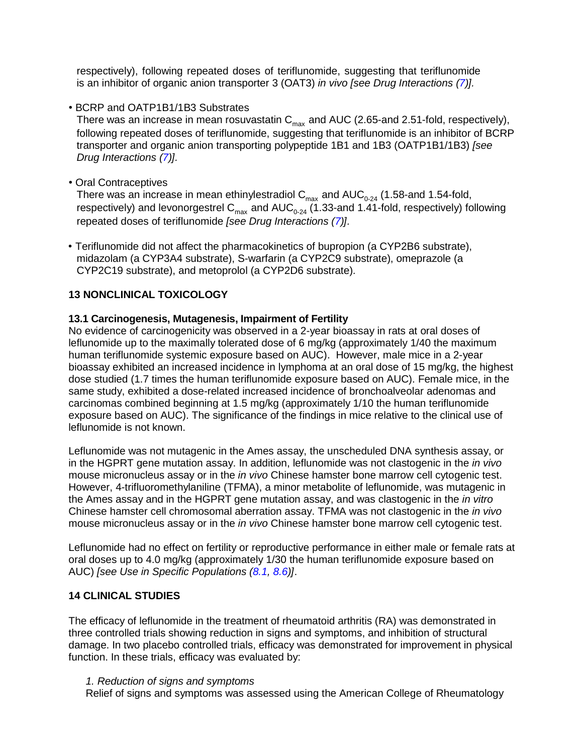respectively), following repeated doses of teriflunomide, suggesting that teriflunomide is an inhibitor of organic anion transporter 3 (OAT3) *in vivo [see Drug Interactions (7)].*

- BCRP and OATP1B1/1B3 Substrates
  There was an increase in mean rosuvastatin $C_{max}$ and AUC (2.65-and 2.51-fold, respectively), following repeated doses of teriflunomide, suggesting that teriflunomide is an inhibitor of BCRP transporter and organic anion transporting polypeptide 1B1 and 1B3 (OATP1B1/1B3) *[see Drug Interactions (7)].*

- Oral Contraceptives
  There was an increase in mean ethinylestradiol $C_{max}$ and $AUC_{0-24}$ (1.58-and 1.54-fold, respectively) and levonorgestrel $C_{max}$ and $AUC_{0-24}$ (1.33-and 1.41-fold, respectively) following repeated doses of teriflunomide *[see Drug Interactions (7)]*.

- Teriflunomide did not affect the pharmacokinetics of bupropion (a CYP2B6 substrate), midazolam (a CYP3A4 substrate), S-warfarin (a CYP2C9 substrate), omeprazole (a CYP2C19 substrate), and metoprolol (a CYP2D6 substrate).

## 13 NONCLINICAL TOXICOLOGY

### 13.1 Carcinogenesis, Mutagenesis, Impairment of Fertility

No evidence of carcinogenicity was observed in a 2-year bioassay in rats at oral doses of leflunomide up to the maximally tolerated dose of 6 mg/kg (approximately 1/40 the maximum human teriflunomide systemic exposure based on AUC). However, male mice in a 2-year bioassay exhibited an increased incidence in lymphoma at an oral dose of 15 mg/kg, the highest dose studied (1.7 times the human teriflunomide exposure based on AUC). Female mice, in the same study, exhibited a dose-related increased incidence of bronchoalveolar adenomas and carcinomas combined beginning at 1.5 mg/kg (approximately 1/10 the human teriflunomide exposure based on AUC). The significance of the findings in mice relative to the clinical use of leflunomide is not known.

Leflunomide was not mutagenic in the Ames assay, the unscheduled DNA synthesis assay, or in the HGPRT gene mutation assay. In addition, leflunomide was not clastogenic in the *in vivo* mouse micronucleus assay or in the *in vivo* Chinese hamster bone marrow cell cytogenic test. However, 4-trifluoromethylaniline (TFMA), a minor metabolite of leflunomide, was mutagenic in the Ames assay and in the HGPRT gene mutation assay, and was clastogenic in the *in vitro* Chinese hamster cell chromosomal aberration assay. TFMA was not clastogenic in the *in vivo* mouse micronucleus assay or in the *in vivo* Chinese hamster bone marrow cell cytogenic test.

Leflunomide had no effect on fertility or reproductive performance in either male or female rats at oral doses up to 4.0 mg/kg (approximately 1/30 the human teriflunomide exposure based on AUC) *[see Use in Specific Populations (8.1, 8.6)]*.

## 14 CLINICAL STUDIES

The efficacy of leflunomide in the treatment of rheumatoid arthritis (RA) was demonstrated in three controlled trials showing reduction in signs and symptoms, and inhibition of structural damage. In two placebo controlled trials, efficacy was demonstrated for improvement in physical function. In these trials, efficacy was evaluated by:

*1. Reduction of signs and symptoms*
Relief of signs and symptoms was assessed using the American College of Rheumatology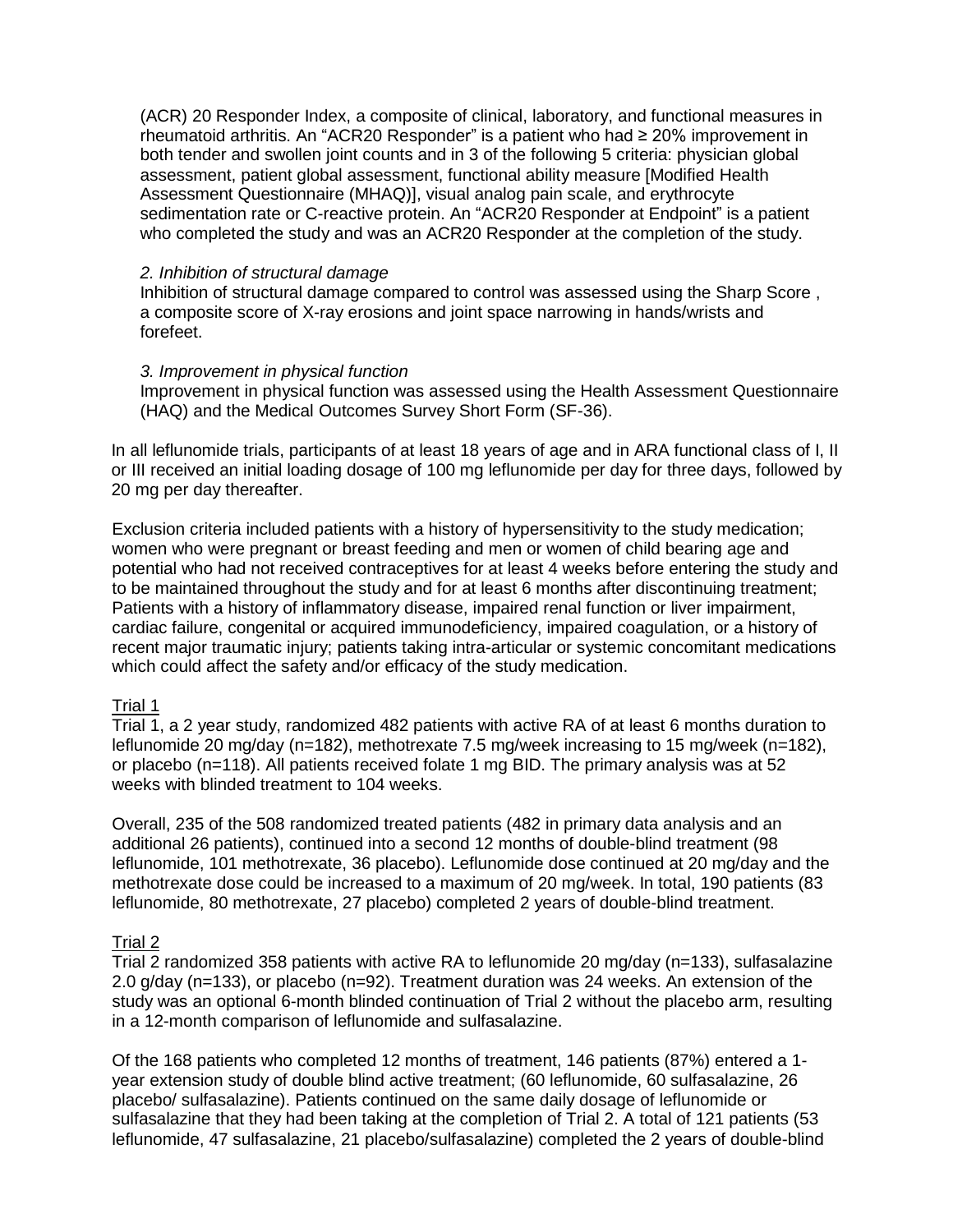(ACR) 20 Responder Index, a composite of clinical, laboratory, and functional measures in rheumatoid arthritis. An "ACR20 Responder" is a patient who had ≥ 20% improvement in both tender and swollen joint counts and in 3 of the following 5 criteria: physician global assessment, patient global assessment, functional ability measure [Modified Health Assessment Questionnaire (MHAQ)], visual analog pain scale, and erythrocyte sedimentation rate or C-reactive protein. An "ACR20 Responder at Endpoint" is a patient who completed the study and was an ACR20 Responder at the completion of the study.

*2. Inhibition of structural damage*

Inhibition of structural damage compared to control was assessed using the Sharp Score , a composite score of X-ray erosions and joint space narrowing in hands/wrists and forefeet.

*3. Improvement in physical function*

Improvement in physical function was assessed using the Health Assessment Questionnaire (HAQ) and the Medical Outcomes Survey Short Form (SF-36).

In all leflunomide trials, participants of at least 18 years of age and in ARA functional class of I, II or III received an initial loading dosage of 100 mg leflunomide per day for three days, followed by 20 mg per day thereafter.

Exclusion criteria included patients with a history of hypersensitivity to the study medication; women who were pregnant or breast feeding and men or women of child bearing age and potential who had not received contraceptives for at least 4 weeks before entering the study and to be maintained throughout the study and for at least 6 months after discontinuing treatment; Patients with a history of inflammatory disease, impaired renal function or liver impairment, cardiac failure, congenital or acquired immunodeficiency, impaired coagulation, or a history of recent major traumatic injury; patients taking intra-articular or systemic concomitant medications which could affect the safety and/or efficacy of the study medication.

Trial 1

Trial 1, a 2 year study, randomized 482 patients with active RA of at least 6 months duration to leflunomide 20 mg/day (n=182), methotrexate 7.5 mg/week increasing to 15 mg/week (n=182), or placebo (n=118). All patients received folate 1 mg BID. The primary analysis was at 52 weeks with blinded treatment to 104 weeks.

Overall, 235 of the 508 randomized treated patients (482 in primary data analysis and an additional 26 patients), continued into a second 12 months of double-blind treatment (98 leflunomide, 101 methotrexate, 36 placebo). Leflunomide dose continued at 20 mg/day and the methotrexate dose could be increased to a maximum of 20 mg/week. In total, 190 patients (83 leflunomide, 80 methotrexate, 27 placebo) completed 2 years of double-blind treatment.

Trial 2

Trial 2 randomized 358 patients with active RA to leflunomide 20 mg/day (n=133), sulfasalazine 2.0 g/day (n=133), or placebo (n=92). Treatment duration was 24 weeks. An extension of the study was an optional 6-month blinded continuation of Trial 2 without the placebo arm, resulting in a 12-month comparison of leflunomide and sulfasalazine.

Of the 168 patients who completed 12 months of treatment, 146 patients (87%) entered a 1-year extension study of double blind active treatment; (60 leflunomide, 60 sulfasalazine, 26 placebo/ sulfasalazine). Patients continued on the same daily dosage of leflunomide or sulfasalazine that they had been taking at the completion of Trial 2. A total of 121 patients (53 leflunomide, 47 sulfasalazine, 21 placebo/sulfasalazine) completed the 2 years of double-blind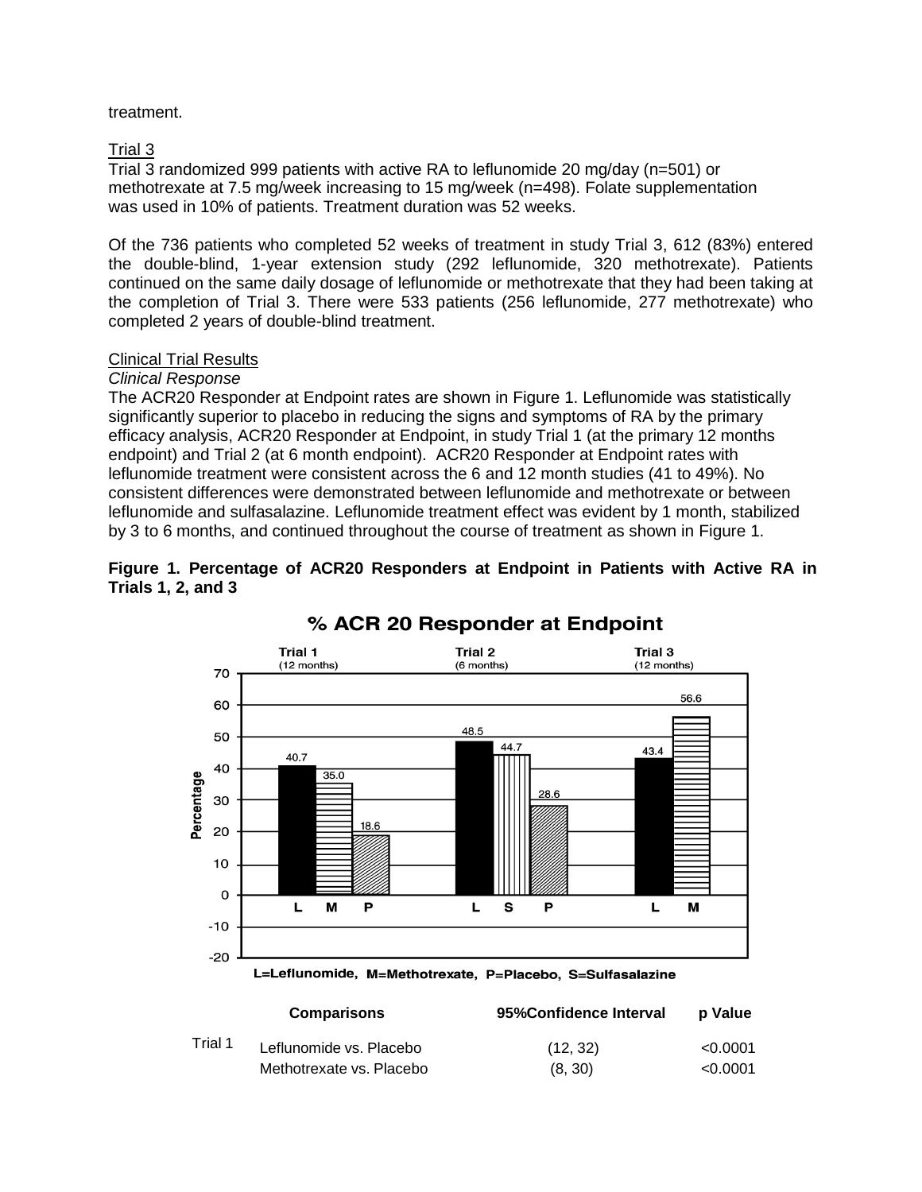treatment.

Trial 3

Trial 3 randomized 999 patients with active RA to leflunomide 20 mg/day (n=501) or methotrexate at 7.5 mg/week increasing to 15 mg/week (n=498). Folate supplementation was used in 10% of patients. Treatment duration was 52 weeks.

Of the 736 patients who completed 52 weeks of treatment in study Trial 3, 612 (83%) entered the double-blind, 1-year extension study (292 leflunomide, 320 methotrexate). Patients continued on the same daily dosage of leflunomide or methotrexate that they had been taking at the completion of Trial 3. There were 533 patients (256 leflunomide, 277 methotrexate) who completed 2 years of double-blind treatment.

Clinical Trial Results

*Clinical Response*

The ACR20 Responder at Endpoint rates are shown in Figure 1. Leflunomide was statistically significantly superior to placebo in reducing the signs and symptoms of RA by the primary efficacy analysis, ACR20 Responder at Endpoint, in study Trial 1 (at the primary 12 months endpoint) and Trial 2 (at 6 month endpoint). ACR20 Responder at Endpoint rates with leflunomide treatment were consistent across the 6 and 12 month studies (41 to 49%). No consistent differences were demonstrated between leflunomide and methotrexate or between leflunomide and sulfasalazine. Leflunomide treatment effect was evident by 1 month, stabilized by 3 to 6 months, and continued throughout the course of treatment as shown in Figure 1.

**Figure 1. Percentage of ACR20 Responders at Endpoint in Patients with Active RA in Trials 1, 2, and 3**

**% ACR 20 Responder at Endpoint**

| | Trial 1 (12 months) | Trial 2 (6 months) | Trial 3 (12 months) |
|---|---|---|---|
| L | 40.7 | 48.5 | 43.4 |
| M | 35.0 | | 56.6 |
| S | | 44.7 | |
| P | 18.6 | 28.6 | |

L=Leflunomide, M=Methotrexate, P=Placebo, S=Sulfasalazine

| | Comparisons | 95%Confidence Interval | p Value |
|---|---|---|---|
| Trial 1 | Leflunomide vs. Placebo | (12, 32) | <0.0001 |
| | Methotrexate vs. Placebo | (8, 30) | <0.0001 |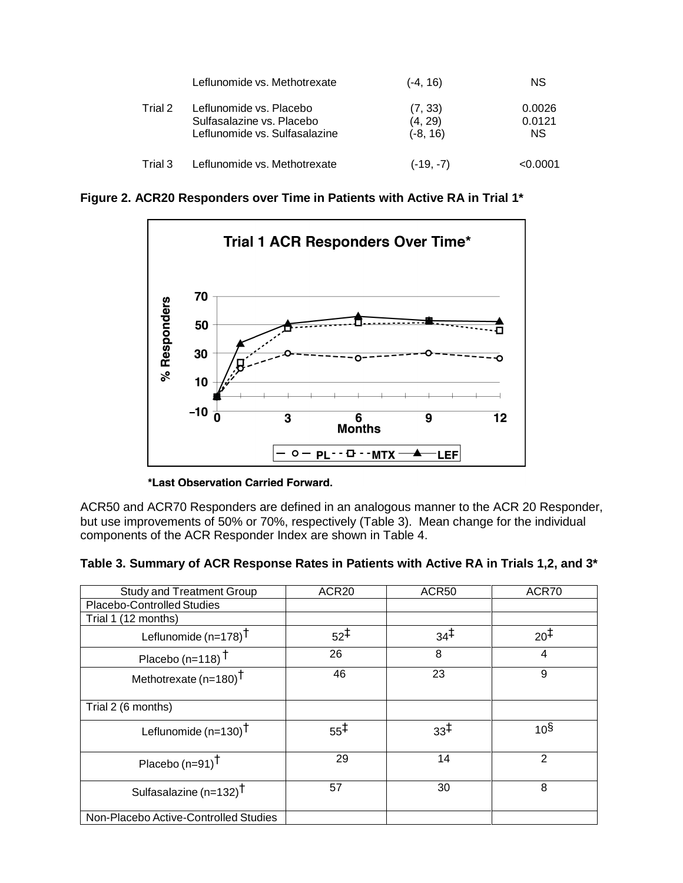| | | | |
|---|---|---|---|
| | Leflunomide vs. Methotrexate | (-4, 16) | NS |
| Trial 2 | Leflunomide vs. Placebo | (7, 33) | 0.0026 |
| | Sulfasalazine vs. Placebo | (4, 29) | 0.0121 |
| | Leflunomide vs. Sulfasalazine | (-8, 16) | NS |
| Trial 3 | Leflunomide vs. Methotrexate | (-19, -7) | <0.0001 |

**Figure 2. ACR20 Responders over Time in Patients with Active RA in Trial 1***

**\*Last Observation Carried Forward.**

ACR50 and ACR70 Responders are defined in an analogous manner to the ACR 20 Responder, but use improvements of 50% or 70%, respectively (Table 3). Mean change for the individual components of the ACR Responder Index are shown in Table 4.

**Table 3. Summary of ACR Response Rates in Patients with Active RA in Trials 1,2, and 3***

| Study and Treatment Group | ACR20 | ACR50 | ACR70 |
|---|---|---|---|
| Placebo-Controlled Studies | | | |
| Trial 1 (12 months) | | | |
| Leflunomide (n=178)† | 52‡ | 34‡ | 20‡ |
| Placebo (n=118) † | 26 | 8 | 4 |
| Methotrexate (n=180)† | 46 | 23 | 9 |
| Trial 2 (6 months) | | | |
| Leflunomide (n=130)† | 55‡ | 33‡ | 10§ |
| Placebo (n=91)† | 29 | 14 | 2 |
| Sulfasalazine (n=132)† | 57 | 30 | 8 |
| Non-Placebo Active-Controlled Studies | | | |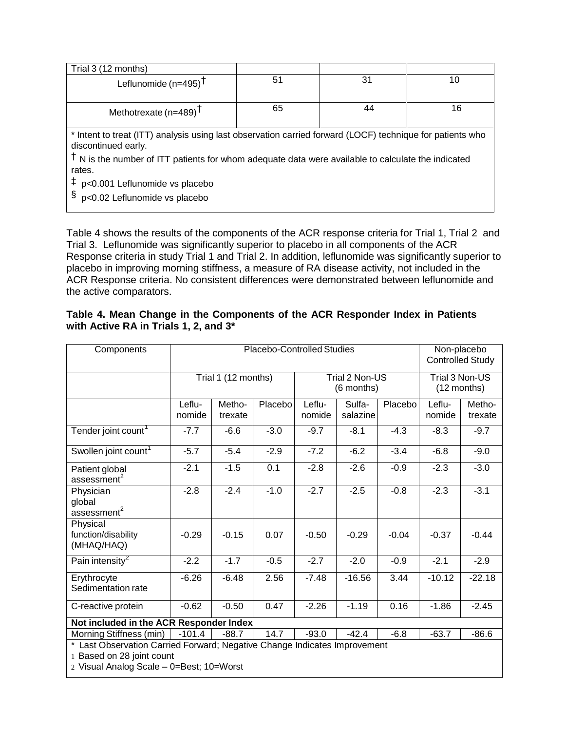| Trial 3 (12 months) | | | |
|---|---|---|---|
| Leflunomide (n=495)† | 51 | 31 | 10 |
| Methotrexate (n=489)† | 65 | 44 | 16 |

* Intent to treat (ITT) analysis using last observation carried forward (LOCF) technique for patients who discontinued early.

† N is the number of ITT patients for whom adequate data were available to calculate the indicated rates.

‡ p<0.001 Leflunomide vs placebo

§ p<0.02 Leflunomide vs placebo

Table 4 shows the results of the components of the ACR response criteria for Trial 1, Trial 2 and Trial 3. Leflunomide was significantly superior to placebo in all components of the ACR Response criteria in study Trial 1 and Trial 2. In addition, leflunomide was significantly superior to placebo in improving morning stiffness, a measure of RA disease activity, not included in the ACR Response criteria. No consistent differences were demonstrated between leflunomide and the active comparators.

**Table 4. Mean Change in the Components of the ACR Responder Index in Patients with Active RA in Trials 1, 2, and 3***

| Components | Placebo-Controlled Studies | | | | | | Non-placebo Controlled Study | |
|---|---|---|---|---|---|---|---|---|
| | Trial 1 (12 months) | | | Trial 2 Non-US (6 months) | | | Trial 3 Non-US (12 months) | |
| | Leflunomide | Methotrexate | Placebo | Leflunomide | Sulfasalazine | Placebo | Leflunomide | Methotrexate |
| Tender joint count[1] | -7.7 | -6.6 | -3.0 | -9.7 | -8.1 | -4.3 | -8.3 | -9.7 |
| Swollen joint count[1] | -5.7 | -5.4 | -2.9 | -7.2 | -6.2 | -3.4 | -6.8 | -9.0 |
| Patient global assessment[2] | -2.1 | -1.5 | 0.1 | -2.8 | -2.6 | -0.9 | -2.3 | -3.0 |
| Physician global assessment[2] | -2.8 | -2.4 | -1.0 | -2.7 | -2.5 | -0.8 | -2.3 | -3.1 |
| Physical function/disability (MHAQ/HAQ) | -0.29 | -0.15 | 0.07 | -0.50 | -0.29 | -0.04 | -0.37 | -0.44 |
| Pain intensity[2] | -2.2 | -1.7 | -0.5 | -2.7 | -2.0 | -0.9 | -2.1 | -2.9 |
| Erythrocyte Sedimentation rate | -6.26 | -6.48 | 2.56 | -7.48 | -16.56 | 3.44 | -10.12 | -22.18 |
| C-reactive protein | -0.62 | -0.50 | 0.47 | -2.26 | -1.19 | 0.16 | -1.86 | -2.45 |
| **Not included in the ACR Responder Index** | | | | | | | | |
| Morning Stiffness (min) | -101.4 | -88.7 | 14.7 | -93.0 | -42.4 | -6.8 | -63.7 | -86.6 |

* Last Observation Carried Forward; Negative Change Indicates Improvement

1 Based on 28 joint count

2 Visual Analog Scale – 0=Best; 10=Worst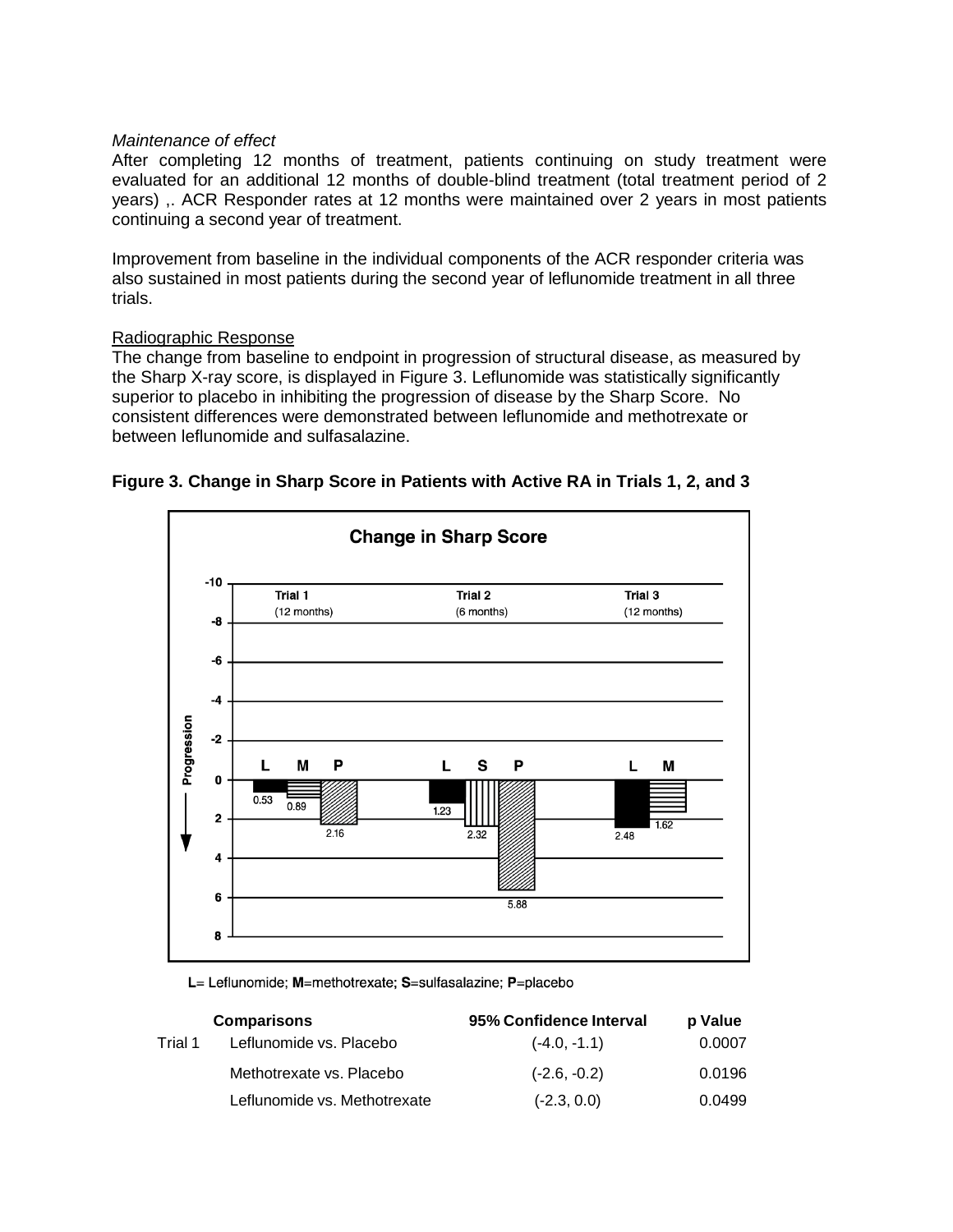*Maintenance of effect*

After completing 12 months of treatment, patients continuing on study treatment were evaluated for an additional 12 months of double-blind treatment (total treatment period of 2 years) ,. ACR Responder rates at 12 months were maintained over 2 years in most patients continuing a second year of treatment.

Improvement from baseline in the individual components of the ACR responder criteria was also sustained in most patients during the second year of leflunomide treatment in all three trials.

Radiographic Response

The change from baseline to endpoint in progression of structural disease, as measured by the Sharp X-ray score, is displayed in Figure 3. Leflunomide was statistically significantly superior to placebo in inhibiting the progression of disease by the Sharp Score. No consistent differences were demonstrated between leflunomide and methotrexate or between leflunomide and sulfasalazine.

**Figure 3. Change in Sharp Score in Patients with Active RA in Trials 1, 2, and 3**

**Change in Sharp Score**

| Trial | L | M | S | P |
|---|---|---|---|---|
| Trial 1 (12 months) | 0.53 | 0.89 | | 2.16 |
| Trial 2 (6 months) | 1.23 | | 2.32 | 5.88 |
| Trial 3 (12 months) | 2.48 | 1.62 | | |

**L**= Leflunomide; **M**=methotrexate; **S**=sulfasalazine; **P**=placebo

| | Comparisons | 95% Confidence Interval | p Value |
|---|---|---|---|
| Trial 1 | Leflunomide vs. Placebo | (-4.0, -1.1) | 0.0007 |
| | Methotrexate vs. Placebo | (-2.6, -0.2) | 0.0196 |
| | Leflunomide vs. Methotrexate | (-2.3, 0.0) | 0.0499 |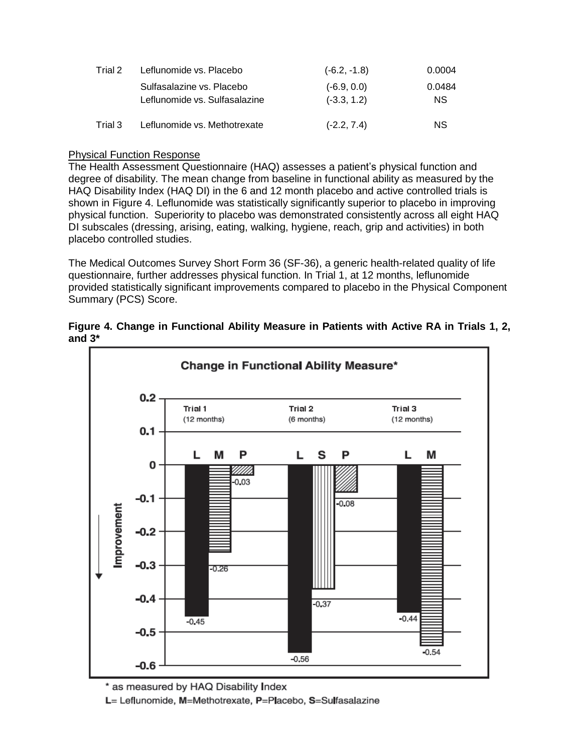| | | | |
|---|---|---|---|
| Trial 2 | Leflunomide vs. Placebo | (-6.2, -1.8) | 0.0004 |
| | Sulfasalazine vs. Placebo | (-6.9, 0.0) | 0.0484 |
| | Leflunomide vs. Sulfasalazine | (-3.3, 1.2) | NS |
| Trial 3 | Leflunomide vs. Methotrexate | (-2.2, 7.4) | NS |

Physical Function Response

The Health Assessment Questionnaire (HAQ) assesses a patient's physical function and degree of disability. The mean change from baseline in functional ability as measured by the HAQ Disability Index (HAQ DI) in the 6 and 12 month placebo and active controlled trials is shown in Figure 4. Leflunomide was statistically significantly superior to placebo in improving physical function. Superiority to placebo was demonstrated consistently across all eight HAQ DI subscales (dressing, arising, eating, walking, hygiene, reach, grip and activities) in both placebo controlled studies.

The Medical Outcomes Survey Short Form 36 (SF-36), a generic health-related quality of life questionnaire, further addresses physical function. In Trial 1, at 12 months, leflunomide provided statistically significant improvements compared to placebo in the Physical Component Summary (PCS) Score.

**Figure 4. Change in Functional Ability Measure in Patients with Active RA in Trials 1, 2, and 3***

Change in Functional Ability Measure*

| | L | M | P | S |
|---|---|---|---|---|
| Trial 1 (12 months) | -0.45 | -0.26 | -0.03 | |
| Trial 2 (6 months) | -0.56 | | -0.08 | -0.37 |
| Trial 3 (12 months) | -0.44 | -0.54 | | |

\* as measured by HAQ Disability Index

L= Leflunomide, M=Methotrexate, P=Placebo, S=Sulfasalazine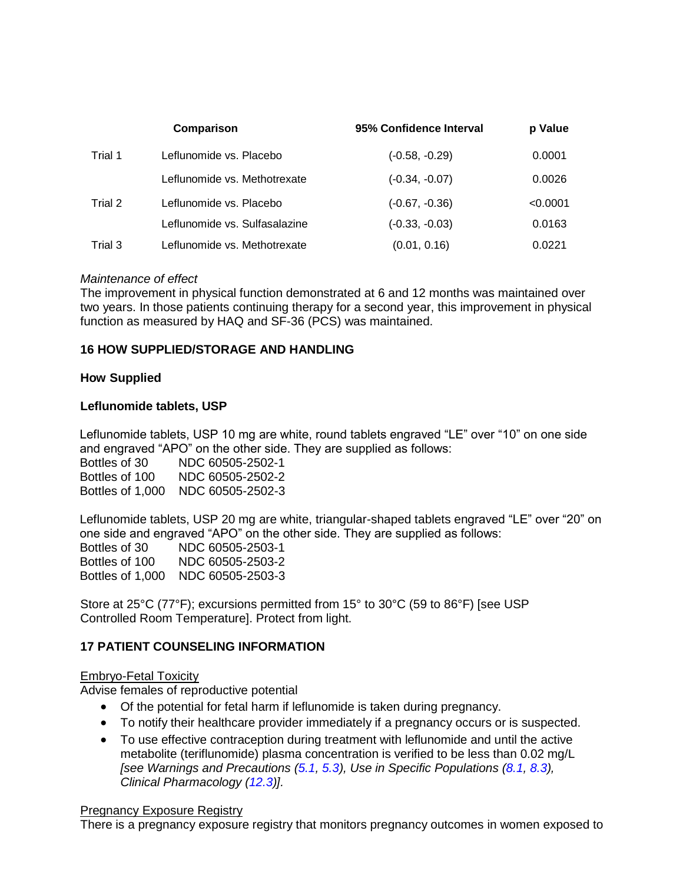| | Comparison | 95% Confidence Interval | p Value |
|---|---|---|---|
| Trial 1 | Leflunomide vs. Placebo | (-0.58, -0.29) | 0.0001 |
| | Leflunomide vs. Methotrexate | (-0.34, -0.07) | 0.0026 |
| Trial 2 | Leflunomide vs. Placebo | (-0.67, -0.36) | <0.0001 |
| | Leflunomide vs. Sulfasalazine | (-0.33, -0.03) | 0.0163 |
| Trial 3 | Leflunomide vs. Methotrexate | (0.01, 0.16) | 0.0221 |

*Maintenance of effect*
The improvement in physical function demonstrated at 6 and 12 months was maintained over two years. In those patients continuing therapy for a second year, this improvement in physical function as measured by HAQ and SF-36 (PCS) was maintained.

## 16 HOW SUPPLIED/STORAGE AND HANDLING

**How Supplied**

**Leflunomide tablets, USP**

Leflunomide tablets, USP 10 mg are white, round tablets engraved "LE" over "10" on one side and engraved "APO" on the other side. They are supplied as follows:
Bottles of 30 NDC 60505-2502-1
Bottles of 100 NDC 60505-2502-2
Bottles of 1,000 NDC 60505-2502-3

Leflunomide tablets, USP 20 mg are white, triangular-shaped tablets engraved "LE" over "20" on one side and engraved "APO" on the other side. They are supplied as follows:
Bottles of 30 NDC 60505-2503-1
Bottles of 100 NDC 60505-2503-2
Bottles of 1,000 NDC 60505-2503-3

Store at 25°C (77°F); excursions permitted from 15° to 30°C (59 to 86°F) [see USP Controlled Room Temperature]. Protect from light.

## 17 PATIENT COUNSELING INFORMATION

Embryo-Fetal Toxicity
Advise females of reproductive potential

- Of the potential for fetal harm if leflunomide is taken during pregnancy.
- To notify their healthcare provider immediately if a pregnancy occurs or is suspected.
- To use effective contraception during treatment with leflunomide and until the active metabolite (teriflunomide) plasma concentration is verified to be less than 0.02 mg/L *[see Warnings and Precautions (5.1, 5.3), Use in Specific Populations (8.1, 8.3), Clinical Pharmacology (12.3)].*

Pregnancy Exposure Registry
There is a pregnancy exposure registry that monitors pregnancy outcomes in women exposed to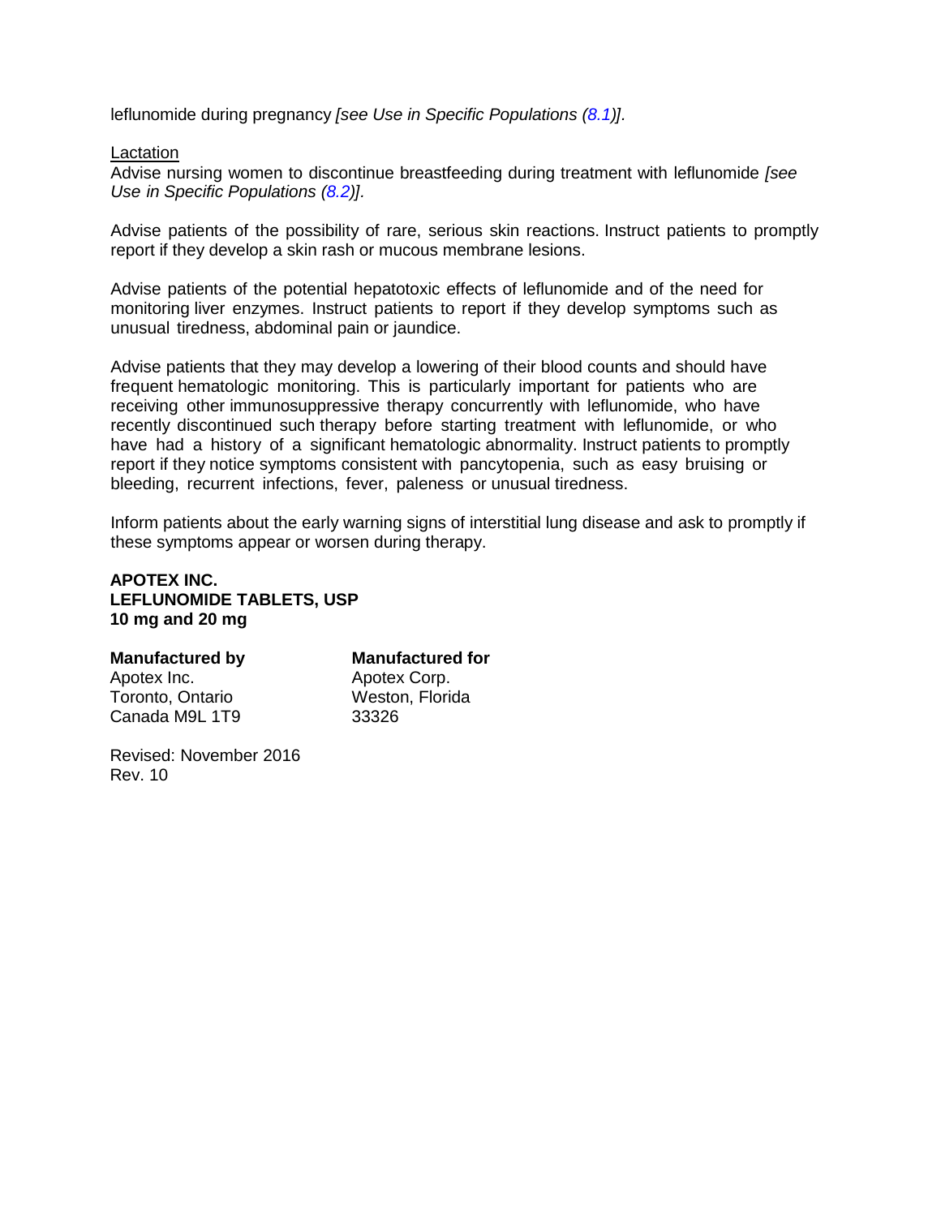leflunomide during pregnancy *[see Use in Specific Populations (8.1)].*

<u>Lactation</u>
Advise nursing women to discontinue breastfeeding during treatment with leflunomide *[see Use in Specific Populations (8.2)].*

Advise patients of the possibility of rare, serious skin reactions. Instruct patients to promptly report if they develop a skin rash or mucous membrane lesions.

Advise patients of the potential hepatotoxic effects of leflunomide and of the need for monitoring liver enzymes. Instruct patients to report if they develop symptoms such as unusual tiredness, abdominal pain or jaundice.

Advise patients that they may develop a lowering of their blood counts and should have frequent hematologic monitoring. This is particularly important for patients who are receiving other immunosuppressive therapy concurrently with leflunomide, who have recently discontinued such therapy before starting treatment with leflunomide, or who have had a history of a significant hematologic abnormality. Instruct patients to promptly report if they notice symptoms consistent with pancytopenia, such as easy bruising or bleeding, recurrent infections, fever, paleness or unusual tiredness.

Inform patients about the early warning signs of interstitial lung disease and ask to promptly if these symptoms appear or worsen during therapy.

**APOTEX INC.**
**LEFLUNOMIDE TABLETS, USP**
**10 mg and 20 mg**

**Manufactured by**
Apotex Inc.
Toronto, Ontario
Canada M9L 1T9

**Manufactured for**
Apotex Corp.
Weston, Florida
33326

Revised: November 2016
Rev. 10